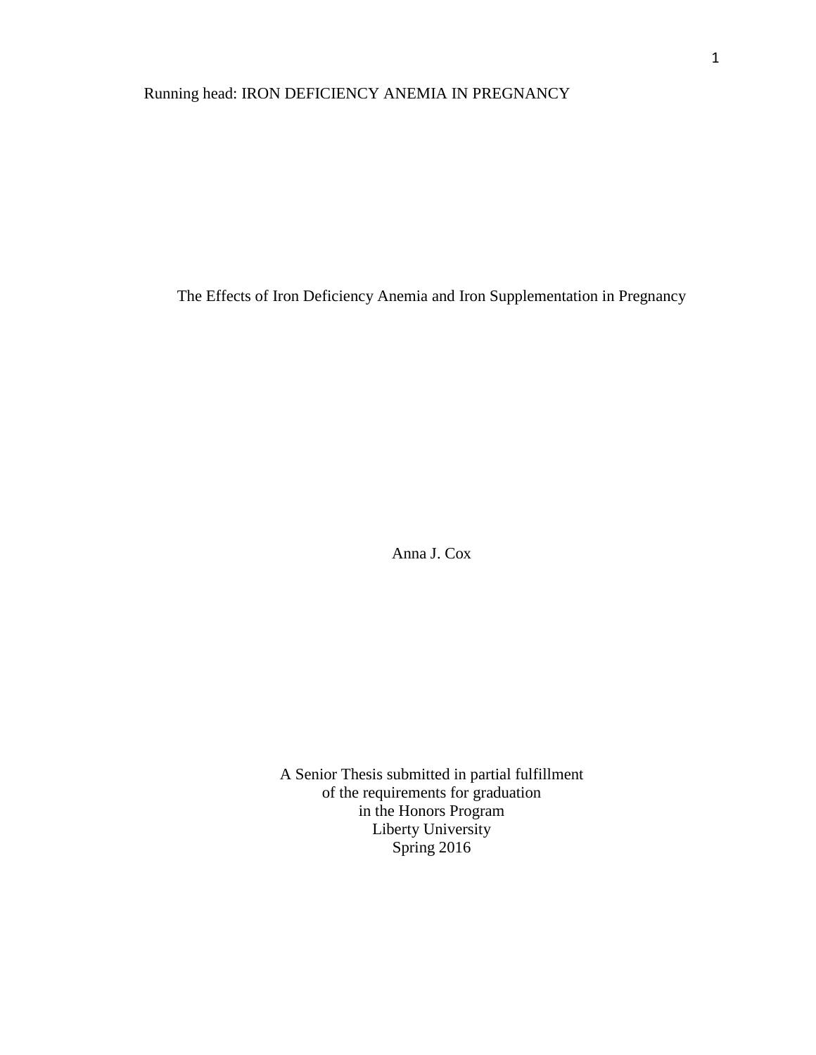# The Effects of Iron Deficiency Anemia and Iron Supplementation in Pregnancy

Anna J. Cox

A Senior Thesis submitted in partial fulfillment
of the requirements for graduation
in the Honors Program
Liberty University
Spring 2016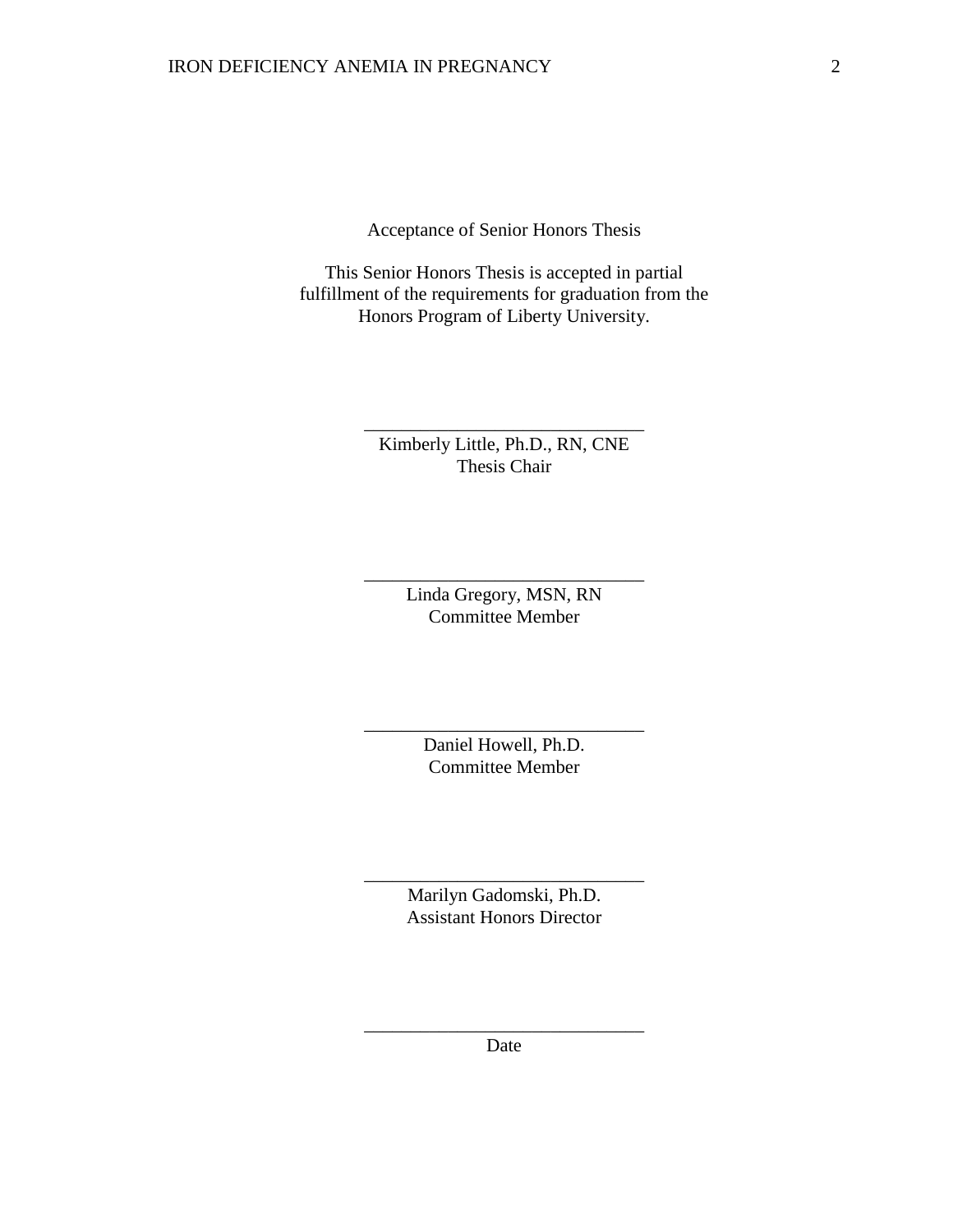Acceptance of Senior Honors Thesis

This Senior Honors Thesis is accepted in partial fulfillment of the requirements for graduation from the Honors Program of Liberty University.

______________________________
Kimberly Little, Ph.D., RN, CNE
Thesis Chair

______________________________
Linda Gregory, MSN, RN
Committee Member

______________________________
Daniel Howell, Ph.D.
Committee Member

______________________________
Marilyn Gadomski, Ph.D.
Assistant Honors Director

______________________________
Date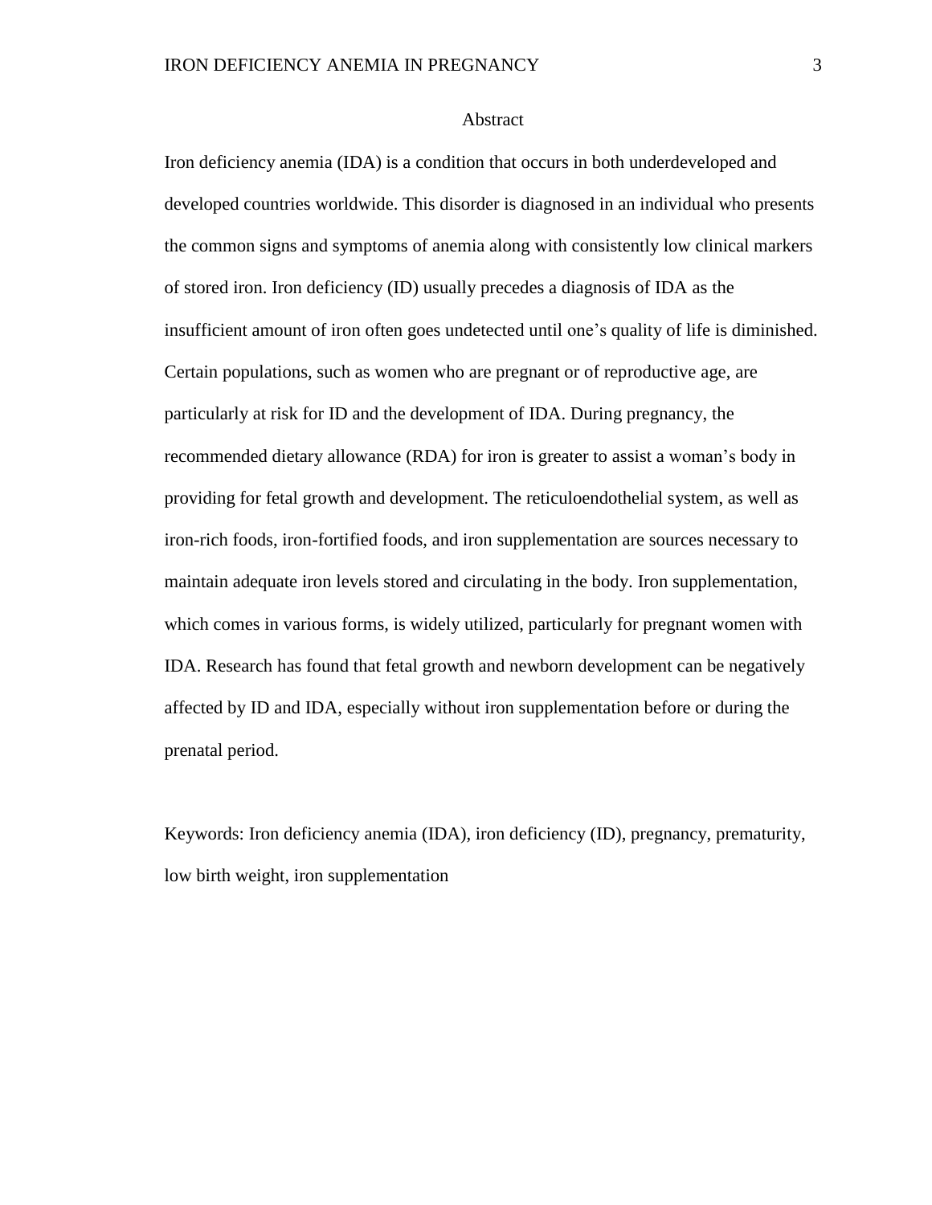# Abstract

Iron deficiency anemia (IDA) is a condition that occurs in both underdeveloped and developed countries worldwide. This disorder is diagnosed in an individual who presents the common signs and symptoms of anemia along with consistently low clinical markers of stored iron. Iron deficiency (ID) usually precedes a diagnosis of IDA as the insufficient amount of iron often goes undetected until one's quality of life is diminished. Certain populations, such as women who are pregnant or of reproductive age, are particularly at risk for ID and the development of IDA. During pregnancy, the recommended dietary allowance (RDA) for iron is greater to assist a woman's body in providing for fetal growth and development. The reticuloendothelial system, as well as iron-rich foods, iron-fortified foods, and iron supplementation are sources necessary to maintain adequate iron levels stored and circulating in the body. Iron supplementation, which comes in various forms, is widely utilized, particularly for pregnant women with IDA. Research has found that fetal growth and newborn development can be negatively affected by ID and IDA, especially without iron supplementation before or during the prenatal period.

Keywords: Iron deficiency anemia (IDA), iron deficiency (ID), pregnancy, prematurity, low birth weight, iron supplementation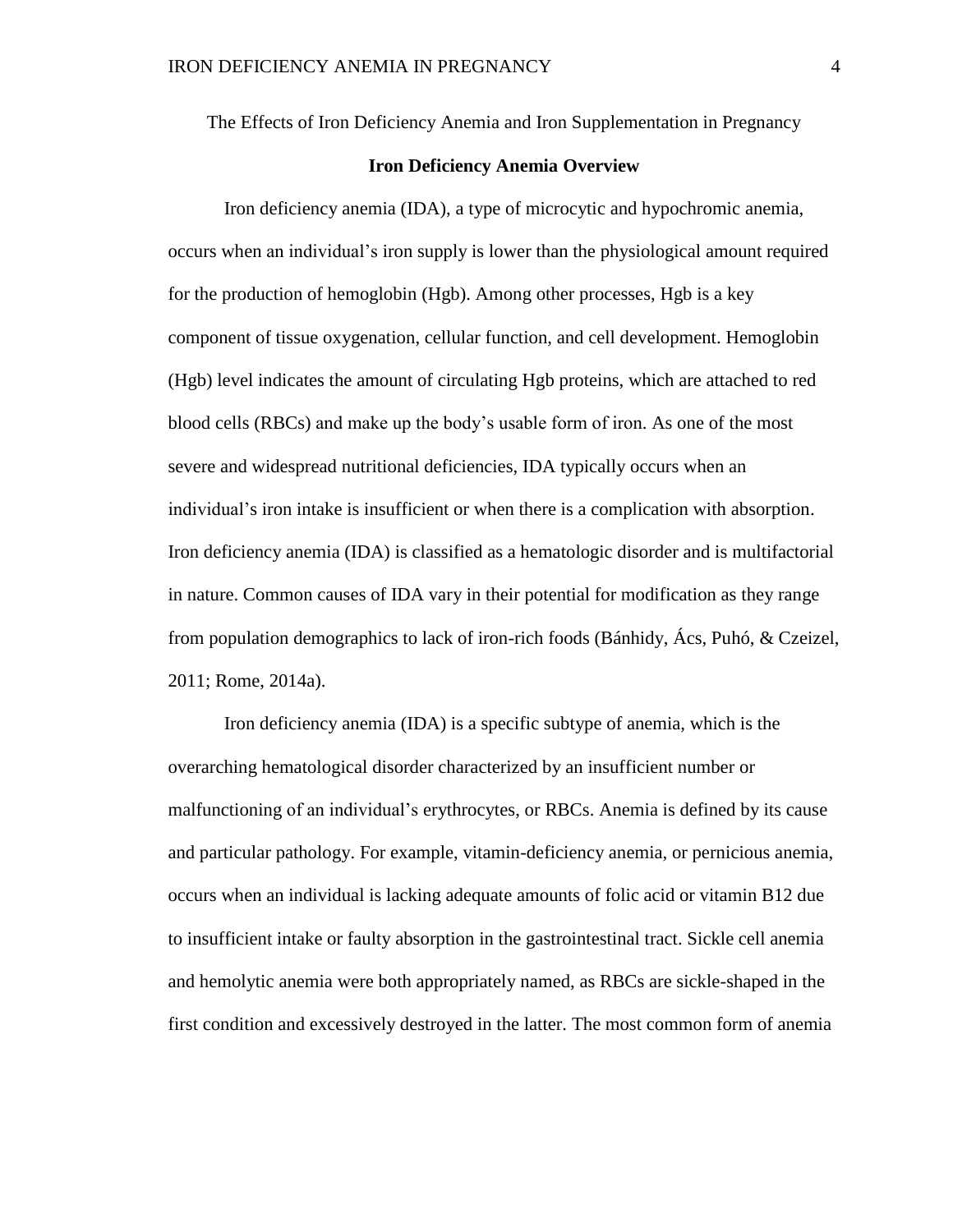The Effects of Iron Deficiency Anemia and Iron Supplementation in Pregnancy

## Iron Deficiency Anemia Overview

Iron deficiency anemia (IDA), a type of microcytic and hypochromic anemia, occurs when an individual's iron supply is lower than the physiological amount required for the production of hemoglobin (Hgb). Among other processes, Hgb is a key component of tissue oxygenation, cellular function, and cell development. Hemoglobin (Hgb) level indicates the amount of circulating Hgb proteins, which are attached to red blood cells (RBCs) and make up the body's usable form of iron. As one of the most severe and widespread nutritional deficiencies, IDA typically occurs when an individual's iron intake is insufficient or when there is a complication with absorption. Iron deficiency anemia (IDA) is classified as a hematologic disorder and is multifactorial in nature. Common causes of IDA vary in their potential for modification as they range from population demographics to lack of iron-rich foods (Bánhidy, Ács, Puhó, & Czeizel, 2011; Rome, 2014a).

Iron deficiency anemia (IDA) is a specific subtype of anemia, which is the overarching hematological disorder characterized by an insufficient number or malfunctioning of an individual's erythrocytes, or RBCs. Anemia is defined by its cause and particular pathology. For example, vitamin-deficiency anemia, or pernicious anemia, occurs when an individual is lacking adequate amounts of folic acid or vitamin B12 due to insufficient intake or faulty absorption in the gastrointestinal tract. Sickle cell anemia and hemolytic anemia were both appropriately named, as RBCs are sickle-shaped in the first condition and excessively destroyed in the latter. The most common form of anemia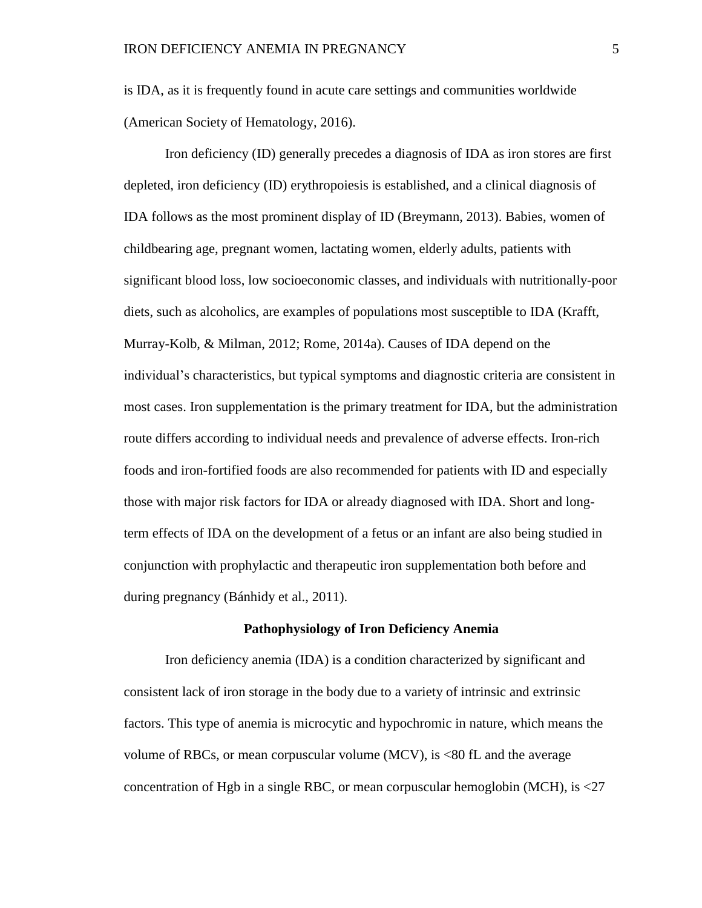is IDA, as it is frequently found in acute care settings and communities worldwide (American Society of Hematology, 2016).

Iron deficiency (ID) generally precedes a diagnosis of IDA as iron stores are first depleted, iron deficiency (ID) erythropoiesis is established, and a clinical diagnosis of IDA follows as the most prominent display of ID (Breymann, 2013). Babies, women of childbearing age, pregnant women, lactating women, elderly adults, patients with significant blood loss, low socioeconomic classes, and individuals with nutritionally-poor diets, such as alcoholics, are examples of populations most susceptible to IDA (Krafft, Murray-Kolb, & Milman, 2012; Rome, 2014a). Causes of IDA depend on the individual's characteristics, but typical symptoms and diagnostic criteria are consistent in most cases. Iron supplementation is the primary treatment for IDA, but the administration route differs according to individual needs and prevalence of adverse effects. Iron-rich foods and iron-fortified foods are also recommended for patients with ID and especially those with major risk factors for IDA or already diagnosed with IDA. Short and long-term effects of IDA on the development of a fetus or an infant are also being studied in conjunction with prophylactic and therapeutic iron supplementation both before and during pregnancy (Bánhidy et al., 2011).

## Pathophysiology of Iron Deficiency Anemia

Iron deficiency anemia (IDA) is a condition characterized by significant and consistent lack of iron storage in the body due to a variety of intrinsic and extrinsic factors. This type of anemia is microcytic and hypochromic in nature, which means the volume of RBCs, or mean corpuscular volume (MCV), is <80 fL and the average concentration of Hgb in a single RBC, or mean corpuscular hemoglobin (MCH), is <27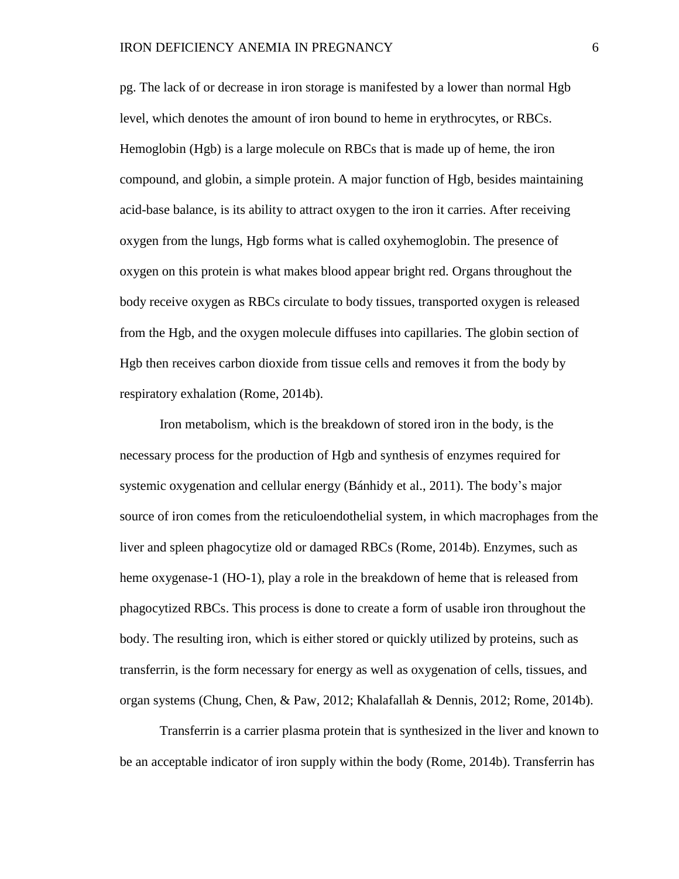pg. The lack of or decrease in iron storage is manifested by a lower than normal Hgb level, which denotes the amount of iron bound to heme in erythrocytes, or RBCs. Hemoglobin (Hgb) is a large molecule on RBCs that is made up of heme, the iron compound, and globin, a simple protein. A major function of Hgb, besides maintaining acid-base balance, is its ability to attract oxygen to the iron it carries. After receiving oxygen from the lungs, Hgb forms what is called oxyhemoglobin. The presence of oxygen on this protein is what makes blood appear bright red. Organs throughout the body receive oxygen as RBCs circulate to body tissues, transported oxygen is released from the Hgb, and the oxygen molecule diffuses into capillaries. The globin section of Hgb then receives carbon dioxide from tissue cells and removes it from the body by respiratory exhalation (Rome, 2014b).

Iron metabolism, which is the breakdown of stored iron in the body, is the necessary process for the production of Hgb and synthesis of enzymes required for systemic oxygenation and cellular energy (Bánhidy et al., 2011). The body's major source of iron comes from the reticuloendothelial system, in which macrophages from the liver and spleen phagocytize old or damaged RBCs (Rome, 2014b). Enzymes, such as heme oxygenase-1 (HO-1), play a role in the breakdown of heme that is released from phagocytized RBCs. This process is done to create a form of usable iron throughout the body. The resulting iron, which is either stored or quickly utilized by proteins, such as transferrin, is the form necessary for energy as well as oxygenation of cells, tissues, and organ systems (Chung, Chen, & Paw, 2012; Khalafallah & Dennis, 2012; Rome, 2014b).

Transferrin is a carrier plasma protein that is synthesized in the liver and known to be an acceptable indicator of iron supply within the body (Rome, 2014b). Transferrin has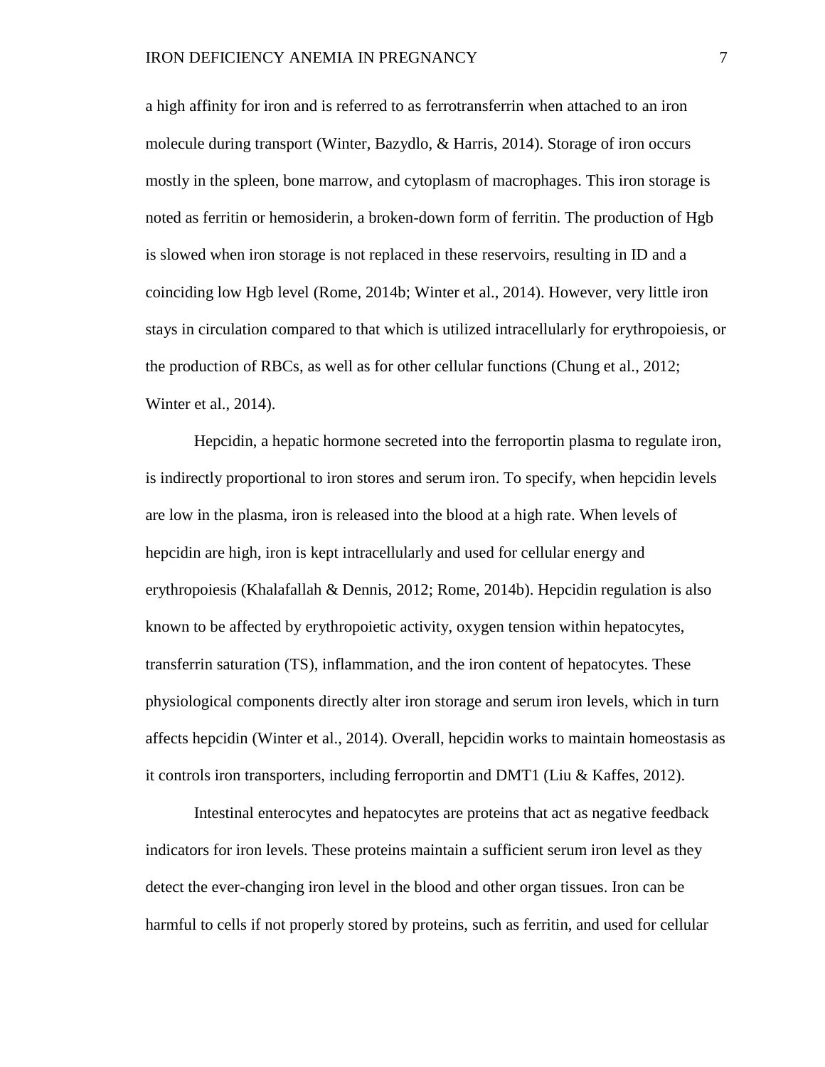a high affinity for iron and is referred to as ferrotransferrin when attached to an iron molecule during transport (Winter, Bazydlo, & Harris, 2014). Storage of iron occurs mostly in the spleen, bone marrow, and cytoplasm of macrophages. This iron storage is noted as ferritin or hemosiderin, a broken-down form of ferritin. The production of Hgb is slowed when iron storage is not replaced in these reservoirs, resulting in ID and a coinciding low Hgb level (Rome, 2014b; Winter et al., 2014). However, very little iron stays in circulation compared to that which is utilized intracellularly for erythropoiesis, or the production of RBCs, as well as for other cellular functions (Chung et al., 2012; Winter et al., 2014).

Hepcidin, a hepatic hormone secreted into the ferroportin plasma to regulate iron, is indirectly proportional to iron stores and serum iron. To specify, when hepcidin levels are low in the plasma, iron is released into the blood at a high rate. When levels of hepcidin are high, iron is kept intracellularly and used for cellular energy and erythropoiesis (Khalafallah & Dennis, 2012; Rome, 2014b). Hepcidin regulation is also known to be affected by erythropoietic activity, oxygen tension within hepatocytes, transferrin saturation (TS), inflammation, and the iron content of hepatocytes. These physiological components directly alter iron storage and serum iron levels, which in turn affects hepcidin (Winter et al., 2014). Overall, hepcidin works to maintain homeostasis as it controls iron transporters, including ferroportin and DMT1 (Liu & Kaffes, 2012).

Intestinal enterocytes and hepatocytes are proteins that act as negative feedback indicators for iron levels. These proteins maintain a sufficient serum iron level as they detect the ever-changing iron level in the blood and other organ tissues. Iron can be harmful to cells if not properly stored by proteins, such as ferritin, and used for cellular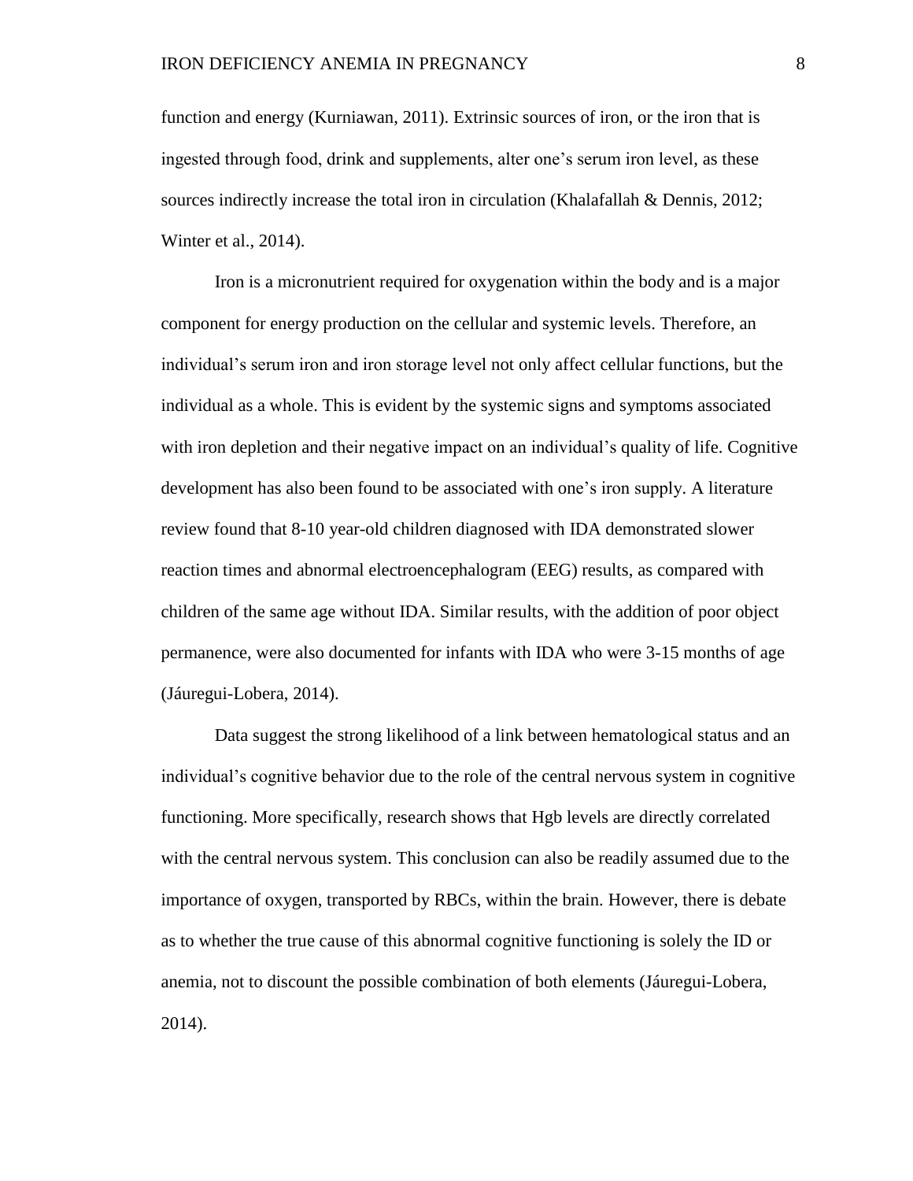function and energy (Kurniawan, 2011). Extrinsic sources of iron, or the iron that is ingested through food, drink and supplements, alter one's serum iron level, as these sources indirectly increase the total iron in circulation (Khalafallah & Dennis, 2012; Winter et al., 2014).

Iron is a micronutrient required for oxygenation within the body and is a major component for energy production on the cellular and systemic levels. Therefore, an individual's serum iron and iron storage level not only affect cellular functions, but the individual as a whole. This is evident by the systemic signs and symptoms associated with iron depletion and their negative impact on an individual's quality of life. Cognitive development has also been found to be associated with one's iron supply. A literature review found that 8-10 year-old children diagnosed with IDA demonstrated slower reaction times and abnormal electroencephalogram (EEG) results, as compared with children of the same age without IDA. Similar results, with the addition of poor object permanence, were also documented for infants with IDA who were 3-15 months of age (Jáuregui-Lobera, 2014).

Data suggest the strong likelihood of a link between hematological status and an individual's cognitive behavior due to the role of the central nervous system in cognitive functioning. More specifically, research shows that Hgb levels are directly correlated with the central nervous system. This conclusion can also be readily assumed due to the importance of oxygen, transported by RBCs, within the brain. However, there is debate as to whether the true cause of this abnormal cognitive functioning is solely the ID or anemia, not to discount the possible combination of both elements (Jáuregui-Lobera, 2014).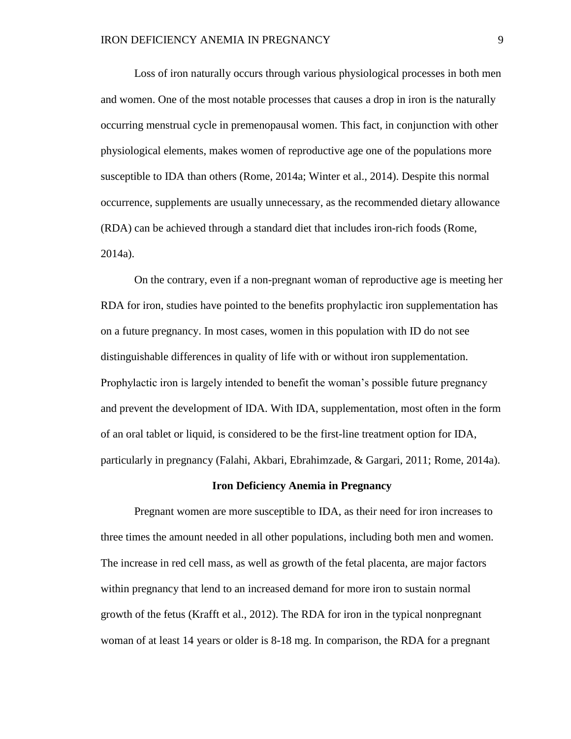Loss of iron naturally occurs through various physiological processes in both men and women. One of the most notable processes that causes a drop in iron is the naturally occurring menstrual cycle in premenopausal women. This fact, in conjunction with other physiological elements, makes women of reproductive age one of the populations more susceptible to IDA than others (Rome, 2014a; Winter et al., 2014). Despite this normal occurrence, supplements are usually unnecessary, as the recommended dietary allowance (RDA) can be achieved through a standard diet that includes iron-rich foods (Rome, 2014a).

On the contrary, even if a non-pregnant woman of reproductive age is meeting her RDA for iron, studies have pointed to the benefits prophylactic iron supplementation has on a future pregnancy. In most cases, women in this population with ID do not see distinguishable differences in quality of life with or without iron supplementation. Prophylactic iron is largely intended to benefit the woman's possible future pregnancy and prevent the development of IDA. With IDA, supplementation, most often in the form of an oral tablet or liquid, is considered to be the first-line treatment option for IDA, particularly in pregnancy (Falahi, Akbari, Ebrahimzade, & Gargari, 2011; Rome, 2014a).

## Iron Deficiency Anemia in Pregnancy

Pregnant women are more susceptible to IDA, as their need for iron increases to three times the amount needed in all other populations, including both men and women. The increase in red cell mass, as well as growth of the fetal placenta, are major factors within pregnancy that lend to an increased demand for more iron to sustain normal growth of the fetus (Krafft et al., 2012). The RDA for iron in the typical nonpregnant woman of at least 14 years or older is 8-18 mg. In comparison, the RDA for a pregnant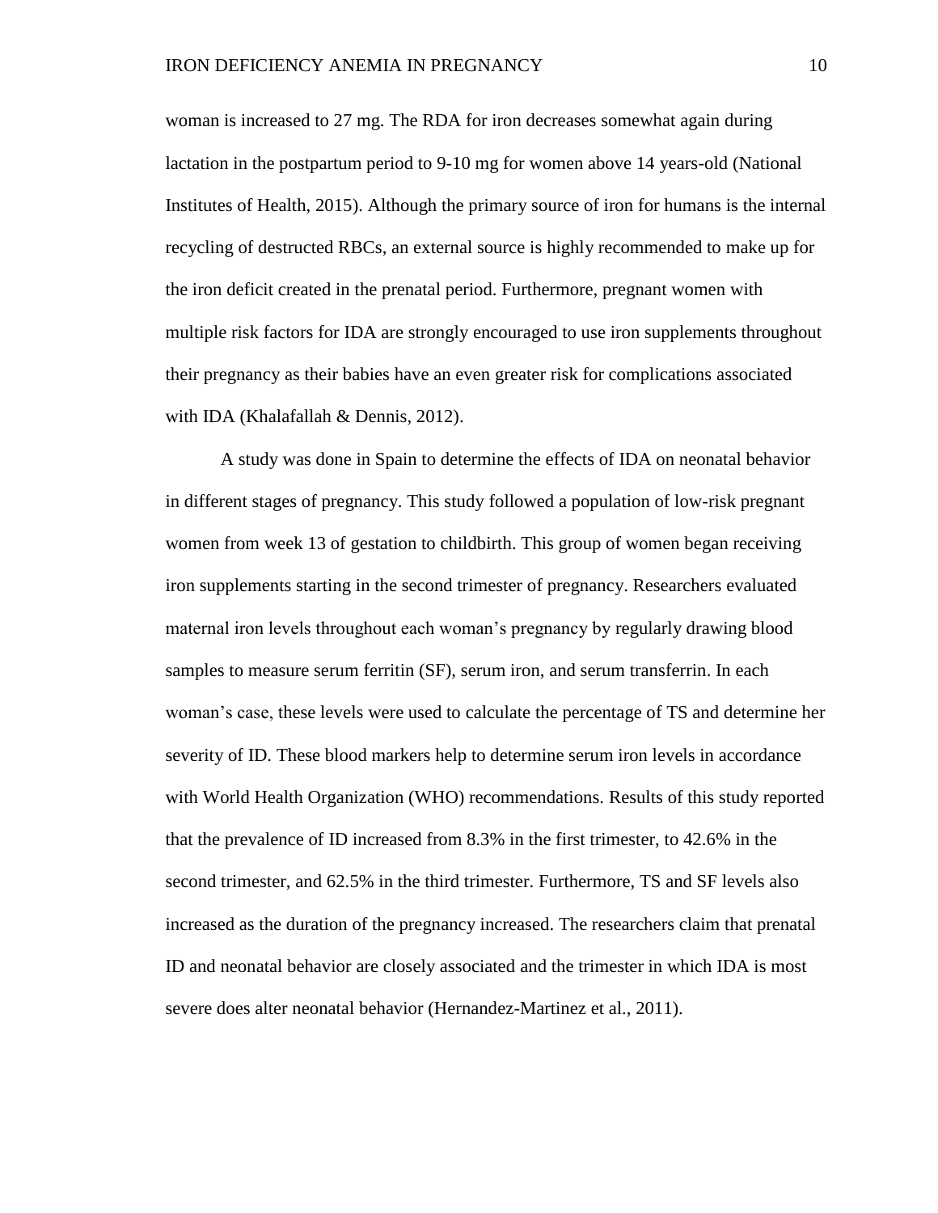woman is increased to 27 mg. The RDA for iron decreases somewhat again during lactation in the postpartum period to 9-10 mg for women above 14 years-old (National Institutes of Health, 2015). Although the primary source of iron for humans is the internal recycling of destructed RBCs, an external source is highly recommended to make up for the iron deficit created in the prenatal period. Furthermore, pregnant women with multiple risk factors for IDA are strongly encouraged to use iron supplements throughout their pregnancy as their babies have an even greater risk for complications associated with IDA (Khalafallah & Dennis, 2012).

A study was done in Spain to determine the effects of IDA on neonatal behavior in different stages of pregnancy. This study followed a population of low-risk pregnant women from week 13 of gestation to childbirth. This group of women began receiving iron supplements starting in the second trimester of pregnancy. Researchers evaluated maternal iron levels throughout each woman's pregnancy by regularly drawing blood samples to measure serum ferritin (SF), serum iron, and serum transferrin. In each woman's case, these levels were used to calculate the percentage of TS and determine her severity of ID. These blood markers help to determine serum iron levels in accordance with World Health Organization (WHO) recommendations. Results of this study reported that the prevalence of ID increased from 8.3% in the first trimester, to 42.6% in the second trimester, and 62.5% in the third trimester. Furthermore, TS and SF levels also increased as the duration of the pregnancy increased. The researchers claim that prenatal ID and neonatal behavior are closely associated and the trimester in which IDA is most severe does alter neonatal behavior (Hernandez-Martinez et al., 2011).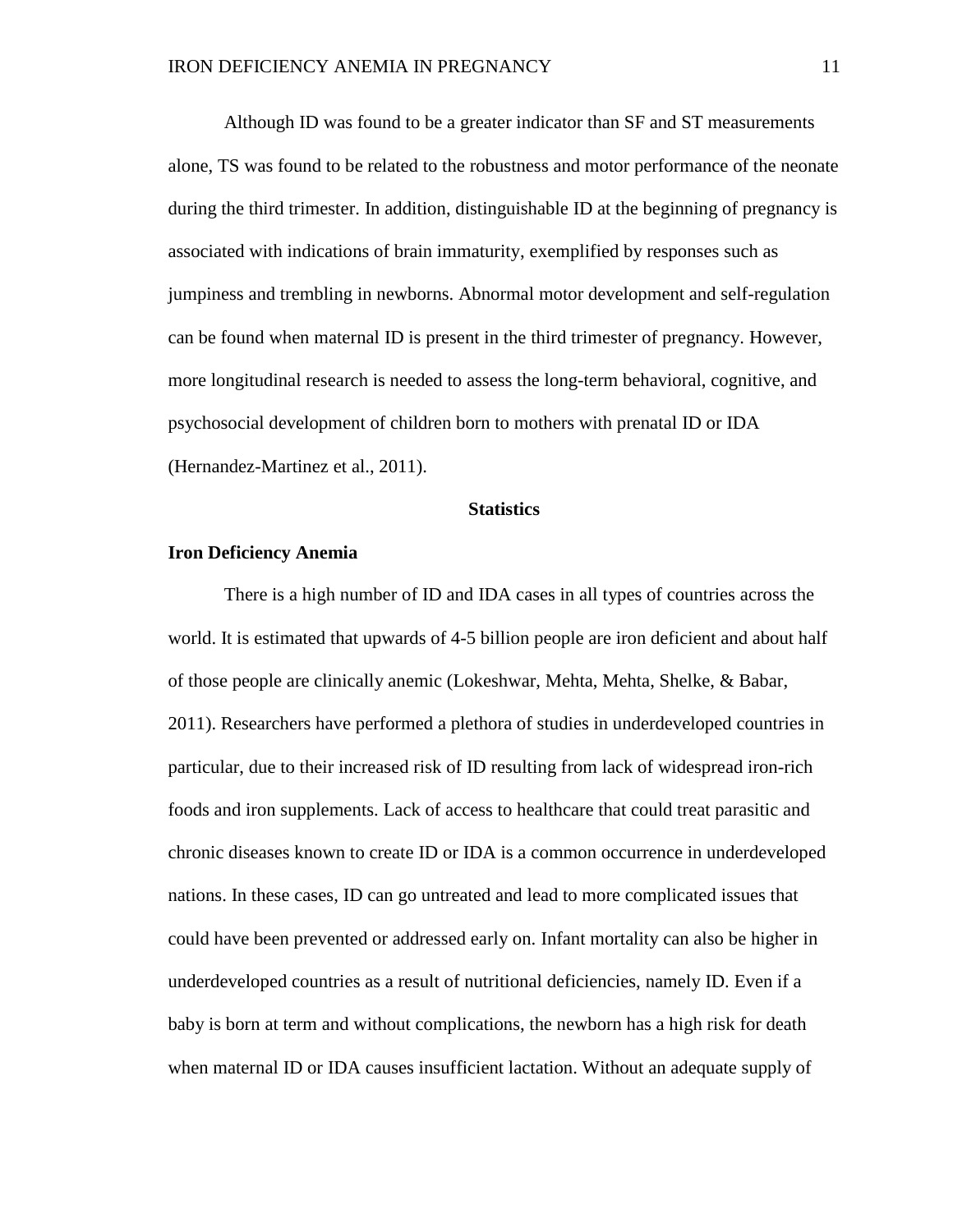Although ID was found to be a greater indicator than SF and ST measurements alone, TS was found to be related to the robustness and motor performance of the neonate during the third trimester. In addition, distinguishable ID at the beginning of pregnancy is associated with indications of brain immaturity, exemplified by responses such as jumpiness and trembling in newborns. Abnormal motor development and self-regulation can be found when maternal ID is present in the third trimester of pregnancy. However, more longitudinal research is needed to assess the long-term behavioral, cognitive, and psychosocial development of children born to mothers with prenatal ID or IDA (Hernandez-Martinez et al., 2011).

## Statistics

### Iron Deficiency Anemia

There is a high number of ID and IDA cases in all types of countries across the world. It is estimated that upwards of 4-5 billion people are iron deficient and about half of those people are clinically anemic (Lokeshwar, Mehta, Mehta, Shelke, & Babar, 2011). Researchers have performed a plethora of studies in underdeveloped countries in particular, due to their increased risk of ID resulting from lack of widespread iron-rich foods and iron supplements. Lack of access to healthcare that could treat parasitic and chronic diseases known to create ID or IDA is a common occurrence in underdeveloped nations. In these cases, ID can go untreated and lead to more complicated issues that could have been prevented or addressed early on. Infant mortality can also be higher in underdeveloped countries as a result of nutritional deficiencies, namely ID. Even if a baby is born at term and without complications, the newborn has a high risk for death when maternal ID or IDA causes insufficient lactation. Without an adequate supply of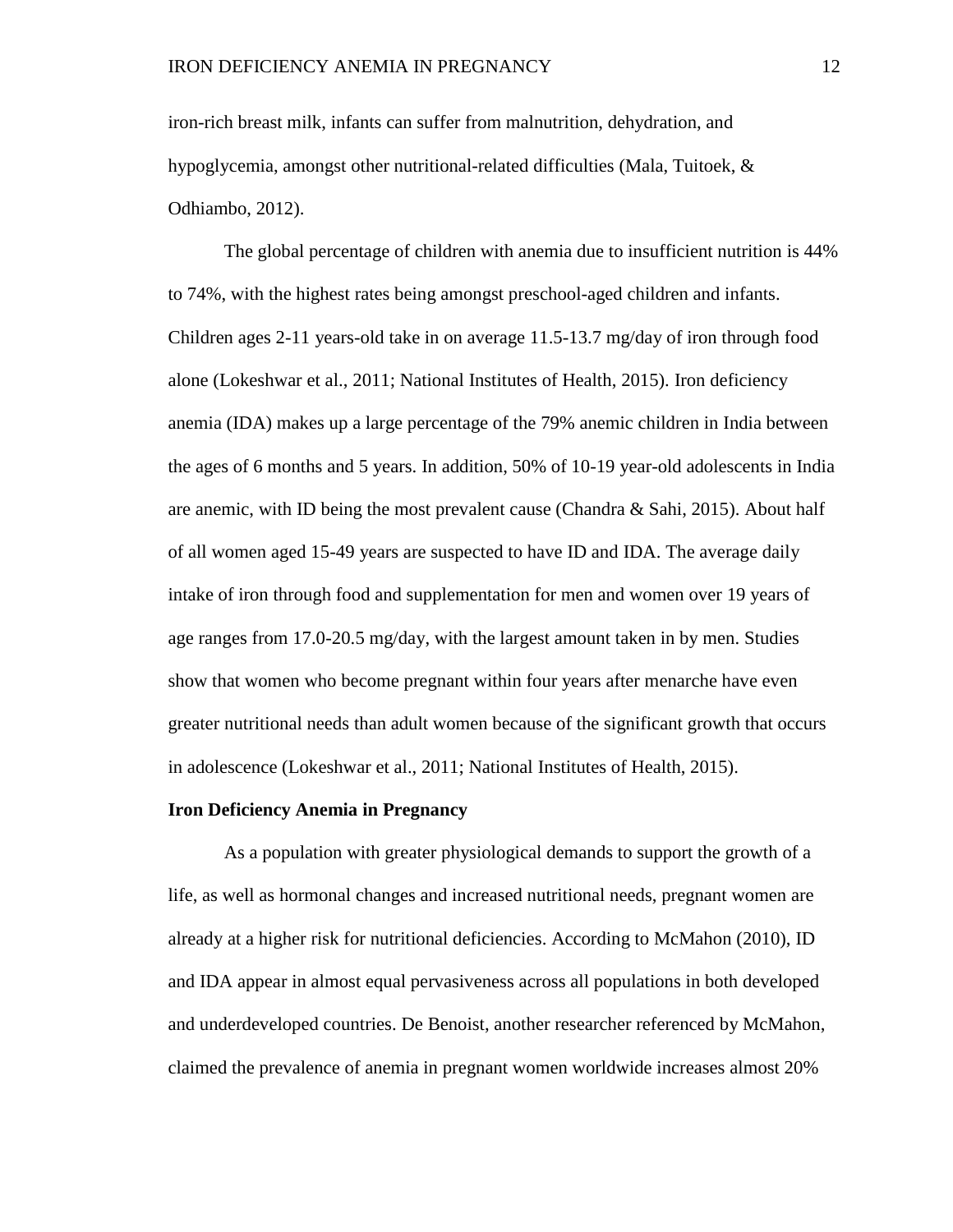iron-rich breast milk, infants can suffer from malnutrition, dehydration, and hypoglycemia, amongst other nutritional-related difficulties (Mala, Tuitoek, & Odhiambo, 2012).

The global percentage of children with anemia due to insufficient nutrition is 44% to 74%, with the highest rates being amongst preschool-aged children and infants. Children ages 2-11 years-old take in on average 11.5-13.7 mg/day of iron through food alone (Lokeshwar et al., 2011; National Institutes of Health, 2015). Iron deficiency anemia (IDA) makes up a large percentage of the 79% anemic children in India between the ages of 6 months and 5 years. In addition, 50% of 10-19 year-old adolescents in India are anemic, with ID being the most prevalent cause (Chandra & Sahi, 2015). About half of all women aged 15-49 years are suspected to have ID and IDA. The average daily intake of iron through food and supplementation for men and women over 19 years of age ranges from 17.0-20.5 mg/day, with the largest amount taken in by men. Studies show that women who become pregnant within four years after menarche have even greater nutritional needs than adult women because of the significant growth that occurs in adolescence (Lokeshwar et al., 2011; National Institutes of Health, 2015).

## Iron Deficiency Anemia in Pregnancy

As a population with greater physiological demands to support the growth of a life, as well as hormonal changes and increased nutritional needs, pregnant women are already at a higher risk for nutritional deficiencies. According to McMahon (2010), ID and IDA appear in almost equal pervasiveness across all populations in both developed and underdeveloped countries. De Benoist, another researcher referenced by McMahon, claimed the prevalence of anemia in pregnant women worldwide increases almost 20%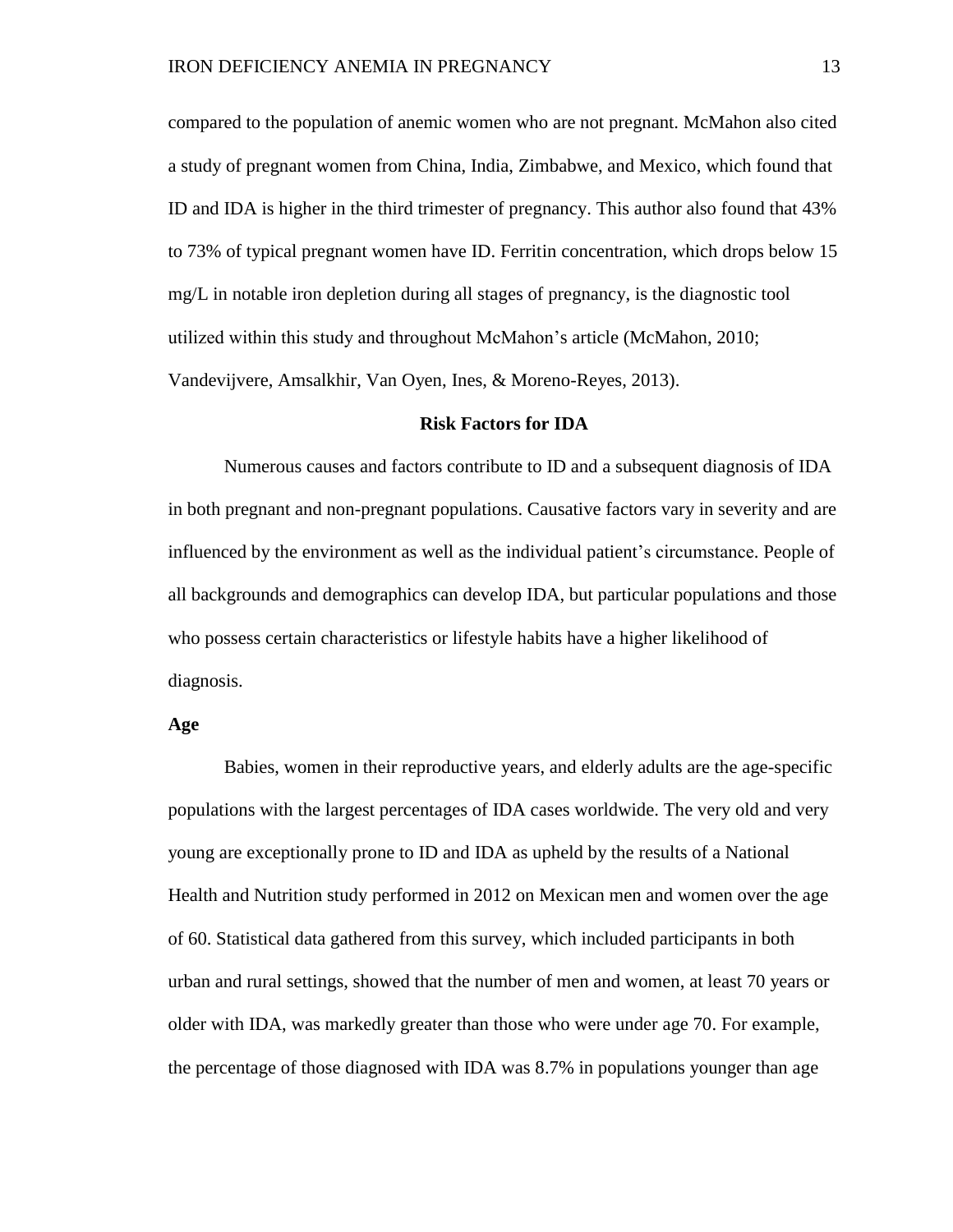compared to the population of anemic women who are not pregnant. McMahon also cited a study of pregnant women from China, India, Zimbabwe, and Mexico, which found that ID and IDA is higher in the third trimester of pregnancy. This author also found that 43% to 73% of typical pregnant women have ID. Ferritin concentration, which drops below 15 mg/L in notable iron depletion during all stages of pregnancy, is the diagnostic tool utilized within this study and throughout McMahon's article (McMahon, 2010; Vandevijvere, Amsalkhir, Van Oyen, Ines, & Moreno-Reyes, 2013).

## Risk Factors for IDA

Numerous causes and factors contribute to ID and a subsequent diagnosis of IDA in both pregnant and non-pregnant populations. Causative factors vary in severity and are influenced by the environment as well as the individual patient's circumstance. People of all backgrounds and demographics can develop IDA, but particular populations and those who possess certain characteristics or lifestyle habits have a higher likelihood of diagnosis.

### Age

Babies, women in their reproductive years, and elderly adults are the age-specific populations with the largest percentages of IDA cases worldwide. The very old and very young are exceptionally prone to ID and IDA as upheld by the results of a National Health and Nutrition study performed in 2012 on Mexican men and women over the age of 60. Statistical data gathered from this survey, which included participants in both urban and rural settings, showed that the number of men and women, at least 70 years or older with IDA, was markedly greater than those who were under age 70. For example, the percentage of those diagnosed with IDA was 8.7% in populations younger than age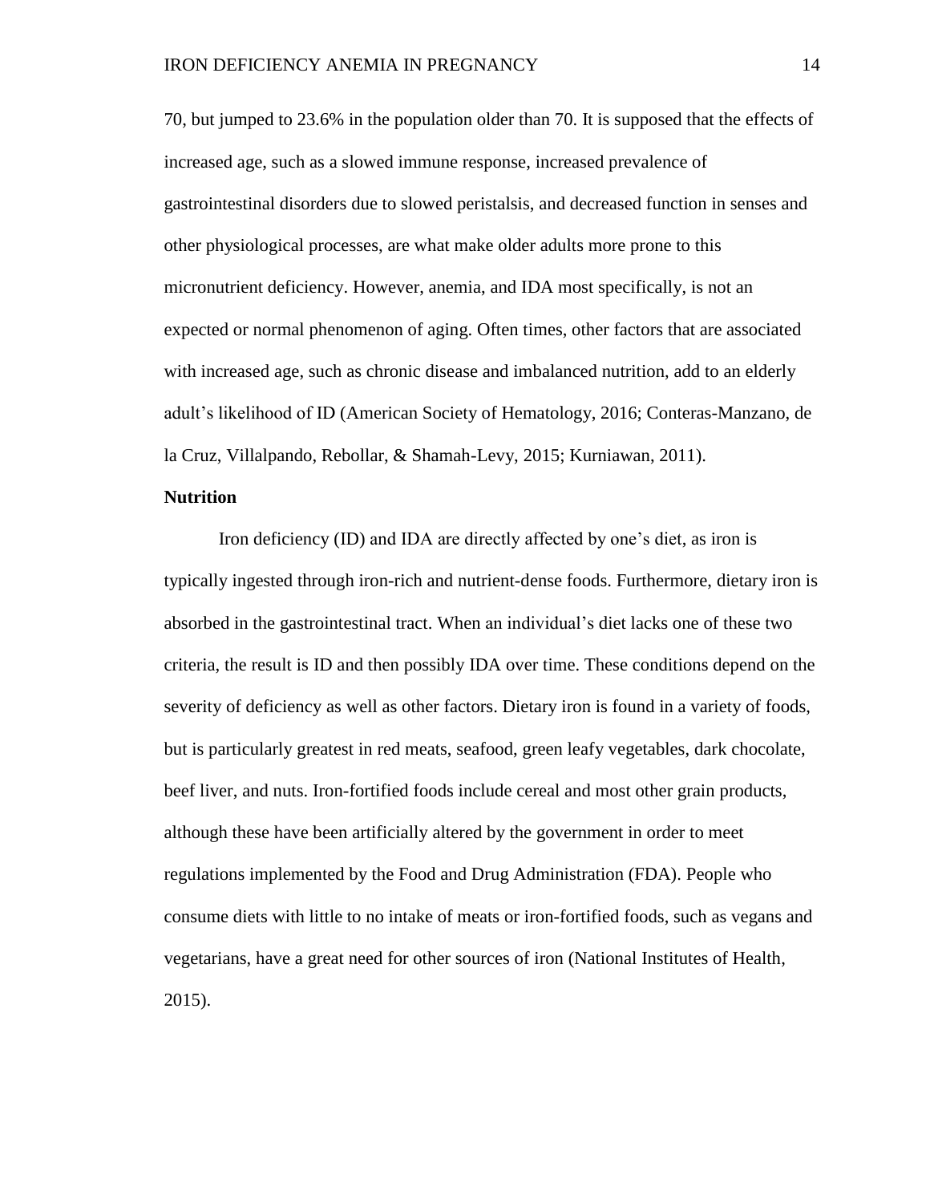70, but jumped to 23.6% in the population older than 70. It is supposed that the effects of increased age, such as a slowed immune response, increased prevalence of gastrointestinal disorders due to slowed peristalsis, and decreased function in senses and other physiological processes, are what make older adults more prone to this micronutrient deficiency. However, anemia, and IDA most specifically, is not an expected or normal phenomenon of aging. Often times, other factors that are associated with increased age, such as chronic disease and imbalanced nutrition, add to an elderly adult's likelihood of ID (American Society of Hematology, 2016; Conteras-Manzano, de la Cruz, Villalpando, Rebollar, & Shamah-Levy, 2015; Kurniawan, 2011).

## Nutrition

Iron deficiency (ID) and IDA are directly affected by one's diet, as iron is typically ingested through iron-rich and nutrient-dense foods. Furthermore, dietary iron is absorbed in the gastrointestinal tract. When an individual's diet lacks one of these two criteria, the result is ID and then possibly IDA over time. These conditions depend on the severity of deficiency as well as other factors. Dietary iron is found in a variety of foods, but is particularly greatest in red meats, seafood, green leafy vegetables, dark chocolate, beef liver, and nuts. Iron-fortified foods include cereal and most other grain products, although these have been artificially altered by the government in order to meet regulations implemented by the Food and Drug Administration (FDA). People who consume diets with little to no intake of meats or iron-fortified foods, such as vegans and vegetarians, have a great need for other sources of iron (National Institutes of Health, 2015).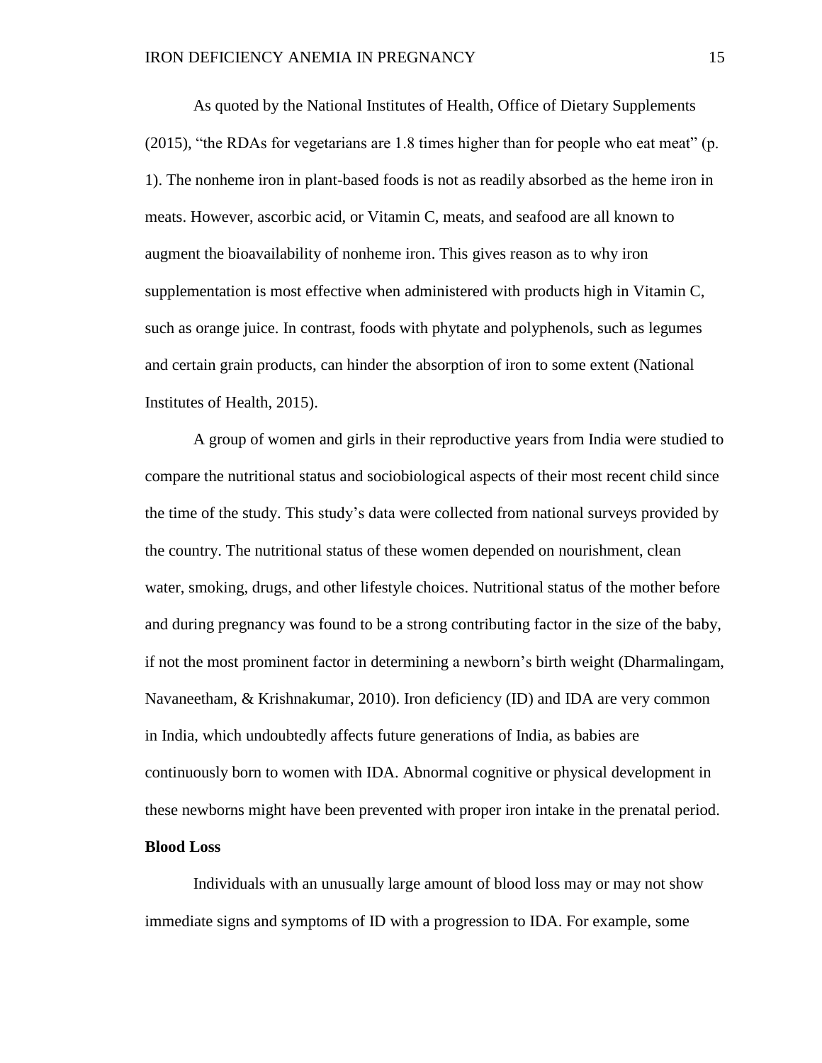As quoted by the National Institutes of Health, Office of Dietary Supplements (2015), "the RDAs for vegetarians are 1.8 times higher than for people who eat meat" (p. 1). The nonheme iron in plant-based foods is not as readily absorbed as the heme iron in meats. However, ascorbic acid, or Vitamin C, meats, and seafood are all known to augment the bioavailability of nonheme iron. This gives reason as to why iron supplementation is most effective when administered with products high in Vitamin C, such as orange juice. In contrast, foods with phytate and polyphenols, such as legumes and certain grain products, can hinder the absorption of iron to some extent (National Institutes of Health, 2015).

A group of women and girls in their reproductive years from India were studied to compare the nutritional status and sociobiological aspects of their most recent child since the time of the study. This study's data were collected from national surveys provided by the country. The nutritional status of these women depended on nourishment, clean water, smoking, drugs, and other lifestyle choices. Nutritional status of the mother before and during pregnancy was found to be a strong contributing factor in the size of the baby, if not the most prominent factor in determining a newborn's birth weight (Dharmalingam, Navaneetham, & Krishnakumar, 2010). Iron deficiency (ID) and IDA are very common in India, which undoubtedly affects future generations of India, as babies are continuously born to women with IDA. Abnormal cognitive or physical development in these newborns might have been prevented with proper iron intake in the prenatal period.

**Blood Loss**

Individuals with an unusually large amount of blood loss may or may not show immediate signs and symptoms of ID with a progression to IDA. For example, some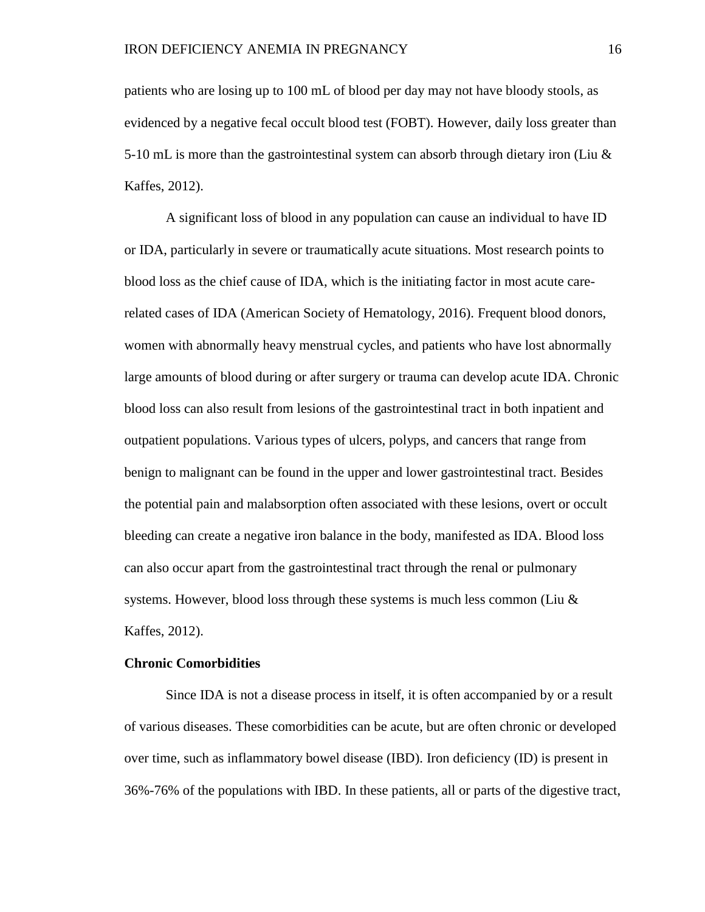patients who are losing up to 100 mL of blood per day may not have bloody stools, as evidenced by a negative fecal occult blood test (FOBT). However, daily loss greater than 5-10 mL is more than the gastrointestinal system can absorb through dietary iron (Liu & Kaffes, 2012).

A significant loss of blood in any population can cause an individual to have ID or IDA, particularly in severe or traumatically acute situations. Most research points to blood loss as the chief cause of IDA, which is the initiating factor in most acute care-related cases of IDA (American Society of Hematology, 2016). Frequent blood donors, women with abnormally heavy menstrual cycles, and patients who have lost abnormally large amounts of blood during or after surgery or trauma can develop acute IDA. Chronic blood loss can also result from lesions of the gastrointestinal tract in both inpatient and outpatient populations. Various types of ulcers, polyps, and cancers that range from benign to malignant can be found in the upper and lower gastrointestinal tract. Besides the potential pain and malabsorption often associated with these lesions, overt or occult bleeding can create a negative iron balance in the body, manifested as IDA. Blood loss can also occur apart from the gastrointestinal tract through the renal or pulmonary systems. However, blood loss through these systems is much less common (Liu & Kaffes, 2012).

**Chronic Comorbidities**

Since IDA is not a disease process in itself, it is often accompanied by or a result of various diseases. These comorbidities can be acute, but are often chronic or developed over time, such as inflammatory bowel disease (IBD). Iron deficiency (ID) is present in 36%-76% of the populations with IBD. In these patients, all or parts of the digestive tract,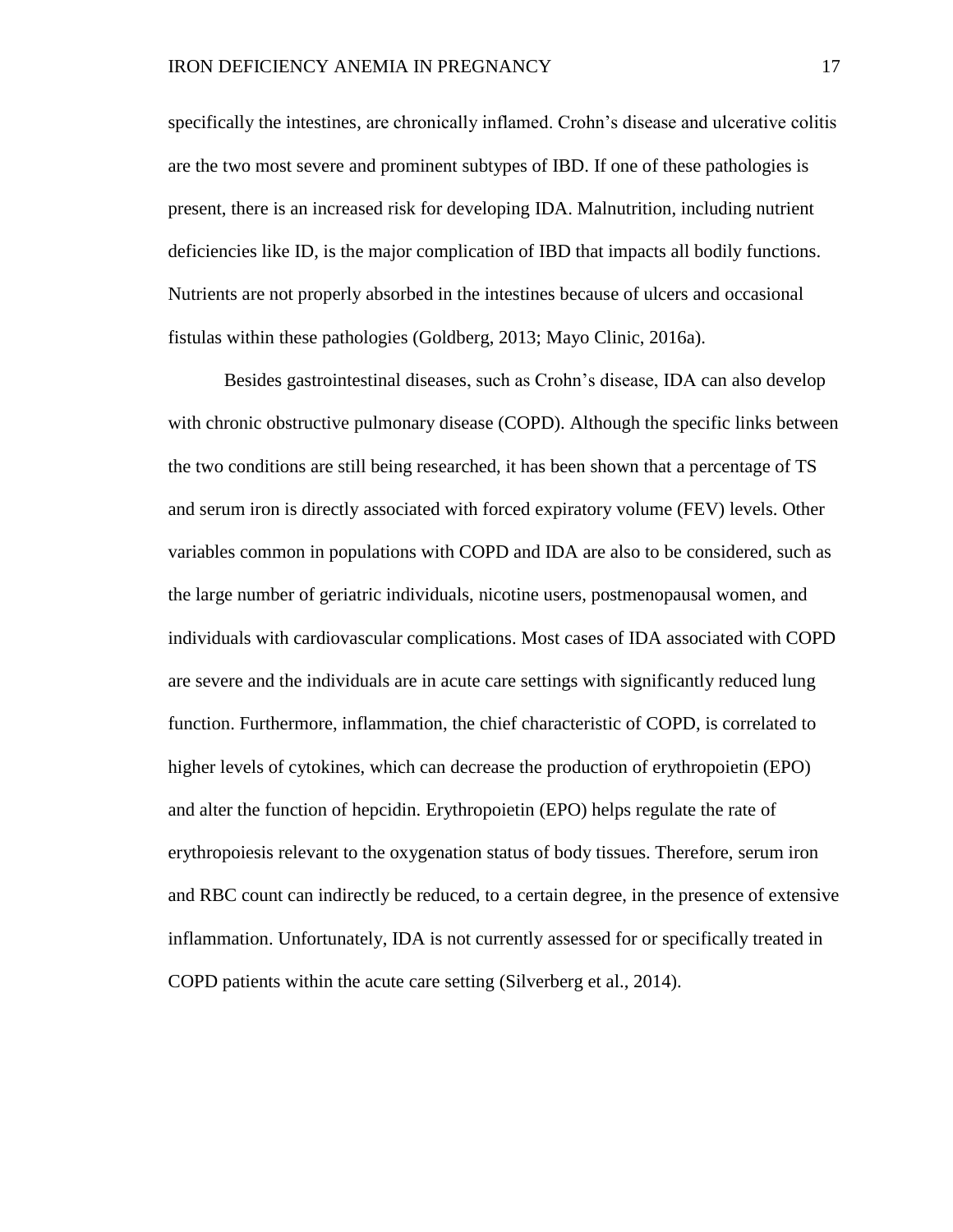specifically the intestines, are chronically inflamed. Crohn's disease and ulcerative colitis are the two most severe and prominent subtypes of IBD. If one of these pathologies is present, there is an increased risk for developing IDA. Malnutrition, including nutrient deficiencies like ID, is the major complication of IBD that impacts all bodily functions. Nutrients are not properly absorbed in the intestines because of ulcers and occasional fistulas within these pathologies (Goldberg, 2013; Mayo Clinic, 2016a).

Besides gastrointestinal diseases, such as Crohn's disease, IDA can also develop with chronic obstructive pulmonary disease (COPD). Although the specific links between the two conditions are still being researched, it has been shown that a percentage of TS and serum iron is directly associated with forced expiratory volume (FEV) levels. Other variables common in populations with COPD and IDA are also to be considered, such as the large number of geriatric individuals, nicotine users, postmenopausal women, and individuals with cardiovascular complications. Most cases of IDA associated with COPD are severe and the individuals are in acute care settings with significantly reduced lung function. Furthermore, inflammation, the chief characteristic of COPD, is correlated to higher levels of cytokines, which can decrease the production of erythropoietin (EPO) and alter the function of hepcidin. Erythropoietin (EPO) helps regulate the rate of erythropoiesis relevant to the oxygenation status of body tissues. Therefore, serum iron and RBC count can indirectly be reduced, to a certain degree, in the presence of extensive inflammation. Unfortunately, IDA is not currently assessed for or specifically treated in COPD patients within the acute care setting (Silverberg et al., 2014).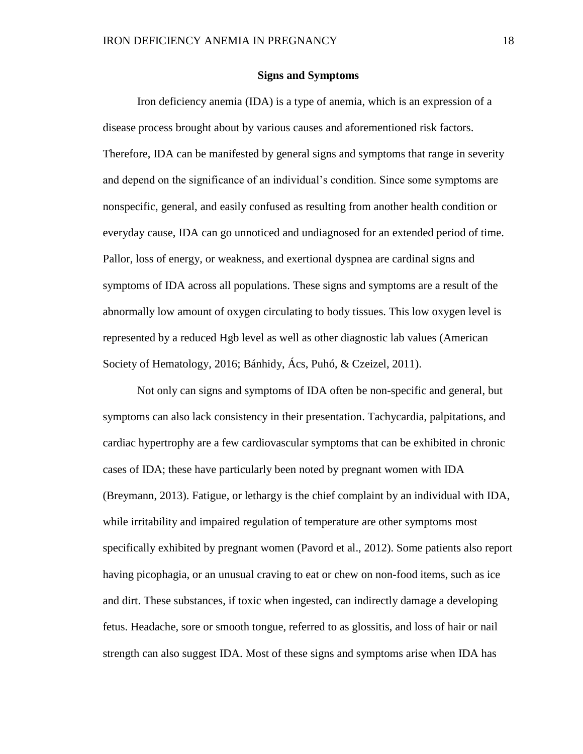## Signs and Symptoms

Iron deficiency anemia (IDA) is a type of anemia, which is an expression of a disease process brought about by various causes and aforementioned risk factors. Therefore, IDA can be manifested by general signs and symptoms that range in severity and depend on the significance of an individual's condition. Since some symptoms are nonspecific, general, and easily confused as resulting from another health condition or everyday cause, IDA can go unnoticed and undiagnosed for an extended period of time. Pallor, loss of energy, or weakness, and exertional dyspnea are cardinal signs and symptoms of IDA across all populations. These signs and symptoms are a result of the abnormally low amount of oxygen circulating to body tissues. This low oxygen level is represented by a reduced Hgb level as well as other diagnostic lab values (American Society of Hematology, 2016; Bánhidy, Ács, Puhó, & Czeizel, 2011).

Not only can signs and symptoms of IDA often be non-specific and general, but symptoms can also lack consistency in their presentation. Tachycardia, palpitations, and cardiac hypertrophy are a few cardiovascular symptoms that can be exhibited in chronic cases of IDA; these have particularly been noted by pregnant women with IDA (Breymann, 2013). Fatigue, or lethargy is the chief complaint by an individual with IDA, while irritability and impaired regulation of temperature are other symptoms most specifically exhibited by pregnant women (Pavord et al., 2012). Some patients also report having picophagia, or an unusual craving to eat or chew on non-food items, such as ice and dirt. These substances, if toxic when ingested, can indirectly damage a developing fetus. Headache, sore or smooth tongue, referred to as glossitis, and loss of hair or nail strength can also suggest IDA. Most of these signs and symptoms arise when IDA has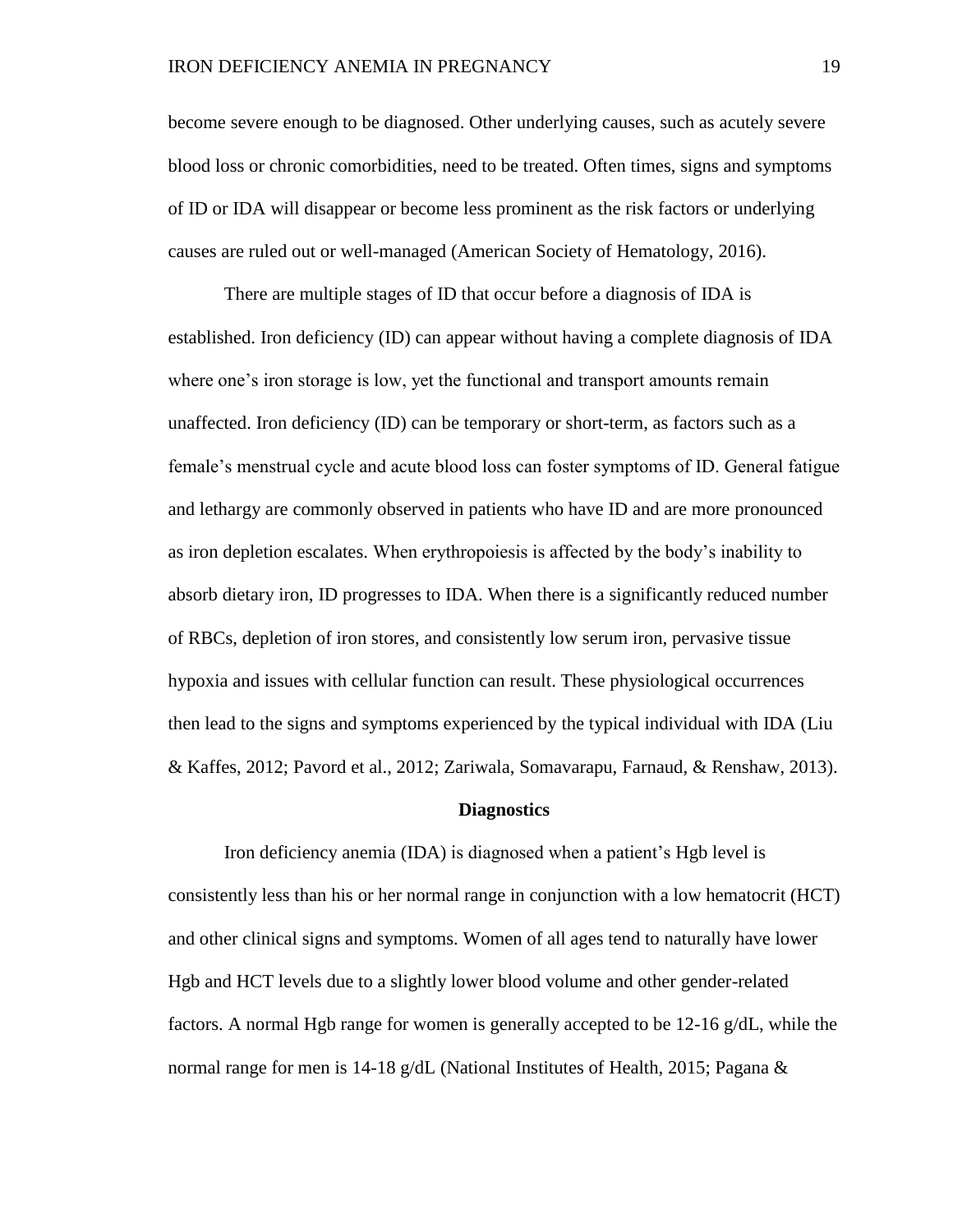become severe enough to be diagnosed. Other underlying causes, such as acutely severe blood loss or chronic comorbidities, need to be treated. Often times, signs and symptoms of ID or IDA will disappear or become less prominent as the risk factors or underlying causes are ruled out or well-managed (American Society of Hematology, 2016).

There are multiple stages of ID that occur before a diagnosis of IDA is established. Iron deficiency (ID) can appear without having a complete diagnosis of IDA where one's iron storage is low, yet the functional and transport amounts remain unaffected. Iron deficiency (ID) can be temporary or short-term, as factors such as a female's menstrual cycle and acute blood loss can foster symptoms of ID. General fatigue and lethargy are commonly observed in patients who have ID and are more pronounced as iron depletion escalates. When erythropoiesis is affected by the body's inability to absorb dietary iron, ID progresses to IDA. When there is a significantly reduced number of RBCs, depletion of iron stores, and consistently low serum iron, pervasive tissue hypoxia and issues with cellular function can result. These physiological occurrences then lead to the signs and symptoms experienced by the typical individual with IDA (Liu & Kaffes, 2012; Pavord et al., 2012; Zariwala, Somavarapu, Farnaud, & Renshaw, 2013).

## Diagnostics

Iron deficiency anemia (IDA) is diagnosed when a patient's Hgb level is consistently less than his or her normal range in conjunction with a low hematocrit (HCT) and other clinical signs and symptoms. Women of all ages tend to naturally have lower Hgb and HCT levels due to a slightly lower blood volume and other gender-related factors. A normal Hgb range for women is generally accepted to be 12-16 g/dL, while the normal range for men is 14-18 g/dL (National Institutes of Health, 2015; Pagana &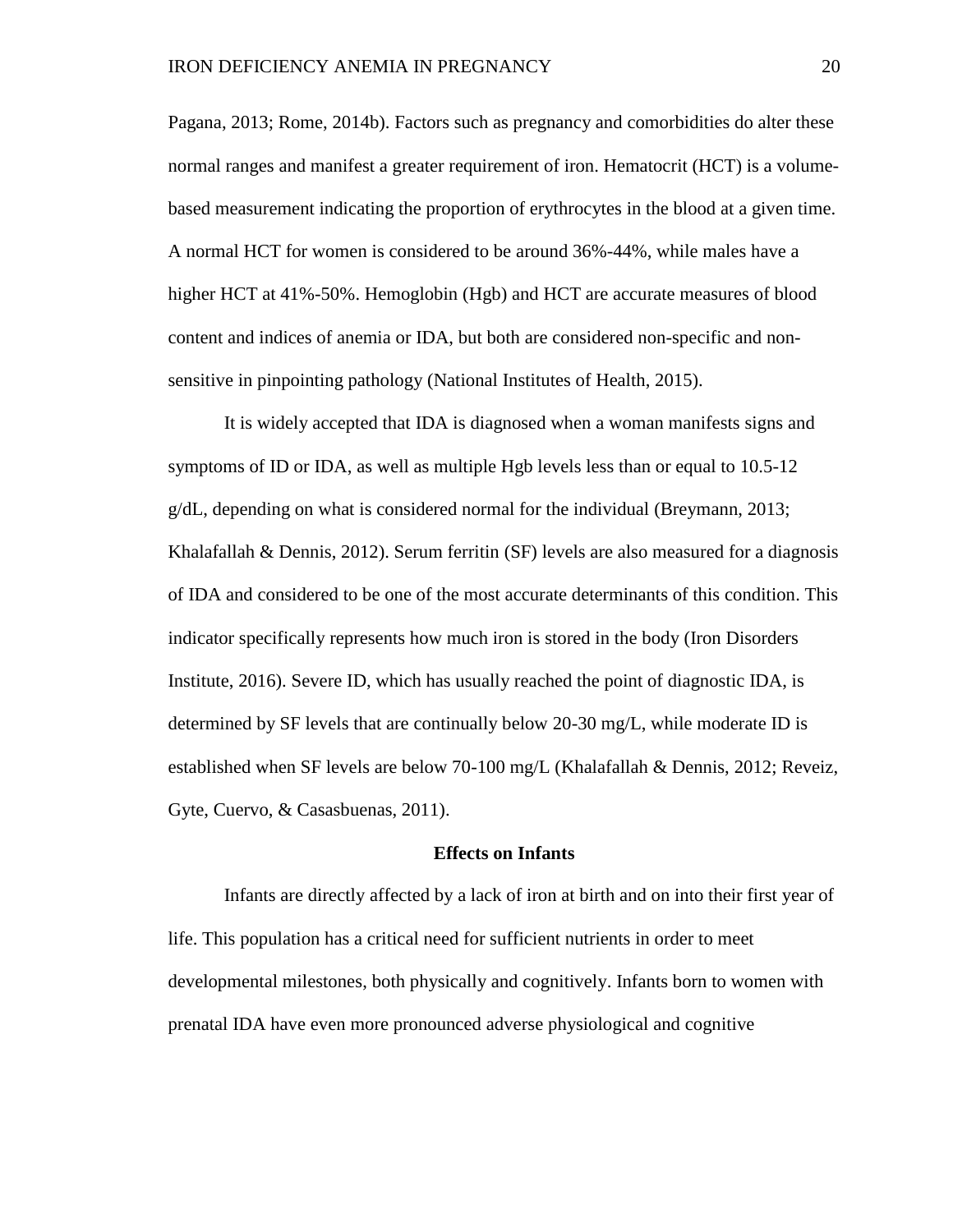Pagana, 2013; Rome, 2014b). Factors such as pregnancy and comorbidities do alter these normal ranges and manifest a greater requirement of iron. Hematocrit (HCT) is a volume-based measurement indicating the proportion of erythrocytes in the blood at a given time. A normal HCT for women is considered to be around 36%-44%, while males have a higher HCT at 41%-50%. Hemoglobin (Hgb) and HCT are accurate measures of blood content and indices of anemia or IDA, but both are considered non-specific and non-sensitive in pinpointing pathology (National Institutes of Health, 2015).

It is widely accepted that IDA is diagnosed when a woman manifests signs and symptoms of ID or IDA, as well as multiple Hgb levels less than or equal to 10.5-12 g/dL, depending on what is considered normal for the individual (Breymann, 2013; Khalafallah & Dennis, 2012). Serum ferritin (SF) levels are also measured for a diagnosis of IDA and considered to be one of the most accurate determinants of this condition. This indicator specifically represents how much iron is stored in the body (Iron Disorders Institute, 2016). Severe ID, which has usually reached the point of diagnostic IDA, is determined by SF levels that are continually below 20-30 mg/L, while moderate ID is established when SF levels are below 70-100 mg/L (Khalafallah & Dennis, 2012; Reveiz, Gyte, Cuervo, & Casasbuenas, 2011).

## Effects on Infants

Infants are directly affected by a lack of iron at birth and on into their first year of life. This population has a critical need for sufficient nutrients in order to meet developmental milestones, both physically and cognitively. Infants born to women with prenatal IDA have even more pronounced adverse physiological and cognitive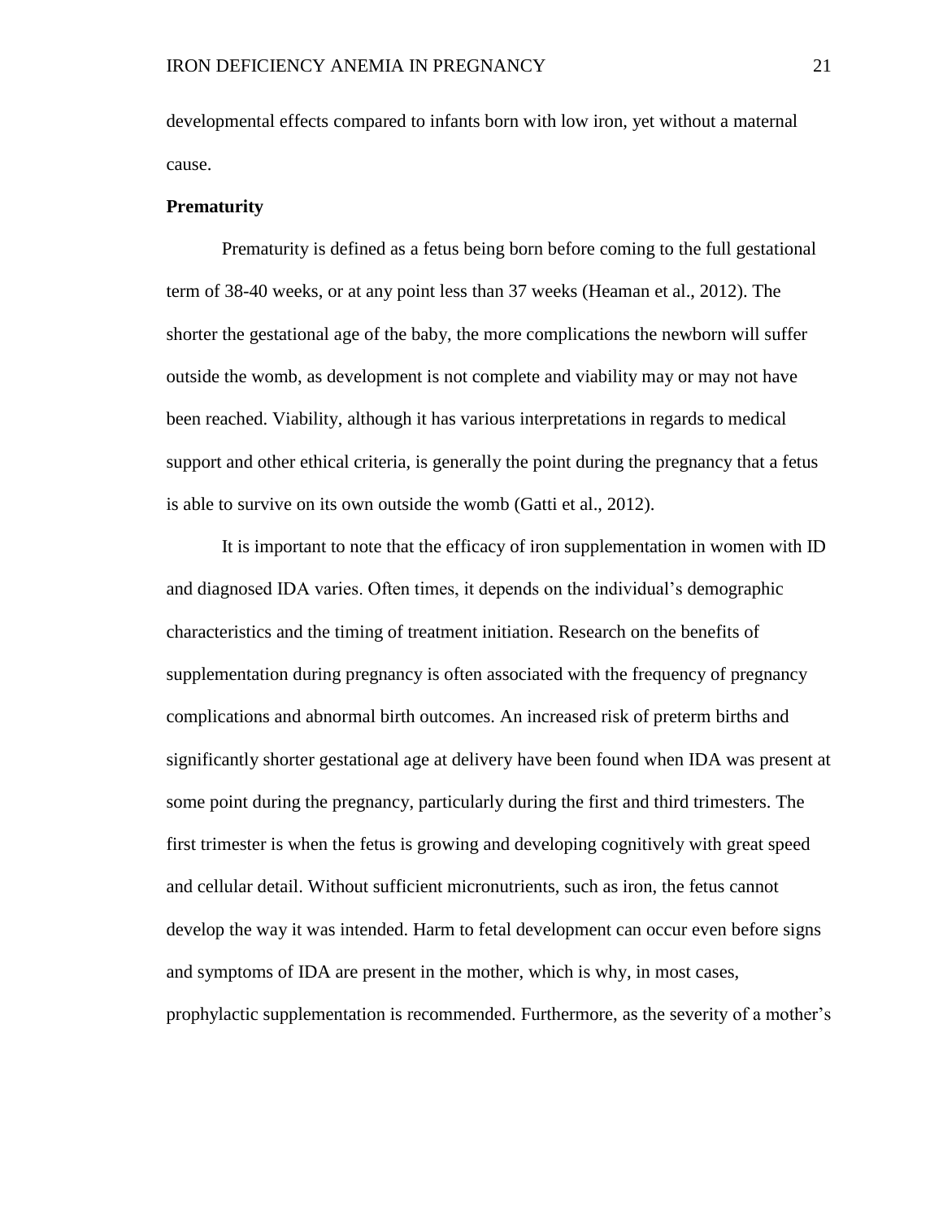developmental effects compared to infants born with low iron, yet without a maternal cause.

**Prematurity**

Prematurity is defined as a fetus being born before coming to the full gestational term of 38-40 weeks, or at any point less than 37 weeks (Heaman et al., 2012). The shorter the gestational age of the baby, the more complications the newborn will suffer outside the womb, as development is not complete and viability may or may not have been reached. Viability, although it has various interpretations in regards to medical support and other ethical criteria, is generally the point during the pregnancy that a fetus is able to survive on its own outside the womb (Gatti et al., 2012).

It is important to note that the efficacy of iron supplementation in women with ID and diagnosed IDA varies. Often times, it depends on the individual's demographic characteristics and the timing of treatment initiation. Research on the benefits of supplementation during pregnancy is often associated with the frequency of pregnancy complications and abnormal birth outcomes. An increased risk of preterm births and significantly shorter gestational age at delivery have been found when IDA was present at some point during the pregnancy, particularly during the first and third trimesters. The first trimester is when the fetus is growing and developing cognitively with great speed and cellular detail. Without sufficient micronutrients, such as iron, the fetus cannot develop the way it was intended. Harm to fetal development can occur even before signs and symptoms of IDA are present in the mother, which is why, in most cases, prophylactic supplementation is recommended. Furthermore, as the severity of a mother's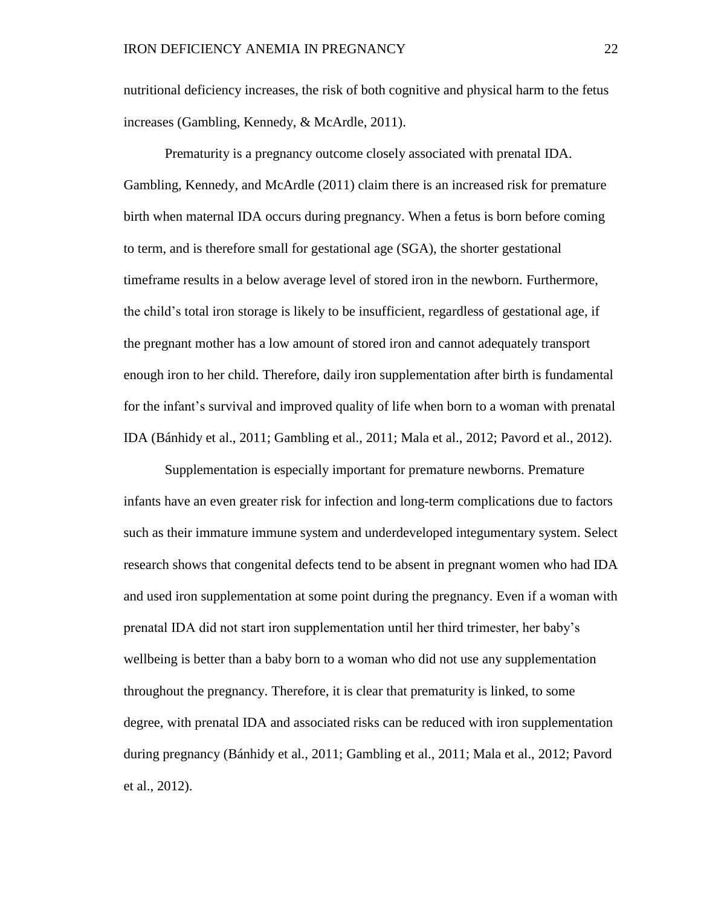nutritional deficiency increases, the risk of both cognitive and physical harm to the fetus increases (Gambling, Kennedy, & McArdle, 2011).

Prematurity is a pregnancy outcome closely associated with prenatal IDA. Gambling, Kennedy, and McArdle (2011) claim there is an increased risk for premature birth when maternal IDA occurs during pregnancy. When a fetus is born before coming to term, and is therefore small for gestational age (SGA), the shorter gestational timeframe results in a below average level of stored iron in the newborn. Furthermore, the child's total iron storage is likely to be insufficient, regardless of gestational age, if the pregnant mother has a low amount of stored iron and cannot adequately transport enough iron to her child. Therefore, daily iron supplementation after birth is fundamental for the infant's survival and improved quality of life when born to a woman with prenatal IDA (Bánhidy et al., 2011; Gambling et al., 2011; Mala et al., 2012; Pavord et al., 2012).

Supplementation is especially important for premature newborns. Premature infants have an even greater risk for infection and long-term complications due to factors such as their immature immune system and underdeveloped integumentary system. Select research shows that congenital defects tend to be absent in pregnant women who had IDA and used iron supplementation at some point during the pregnancy. Even if a woman with prenatal IDA did not start iron supplementation until her third trimester, her baby's wellbeing is better than a baby born to a woman who did not use any supplementation throughout the pregnancy. Therefore, it is clear that prematurity is linked, to some degree, with prenatal IDA and associated risks can be reduced with iron supplementation during pregnancy (Bánhidy et al., 2011; Gambling et al., 2011; Mala et al., 2012; Pavord et al., 2012).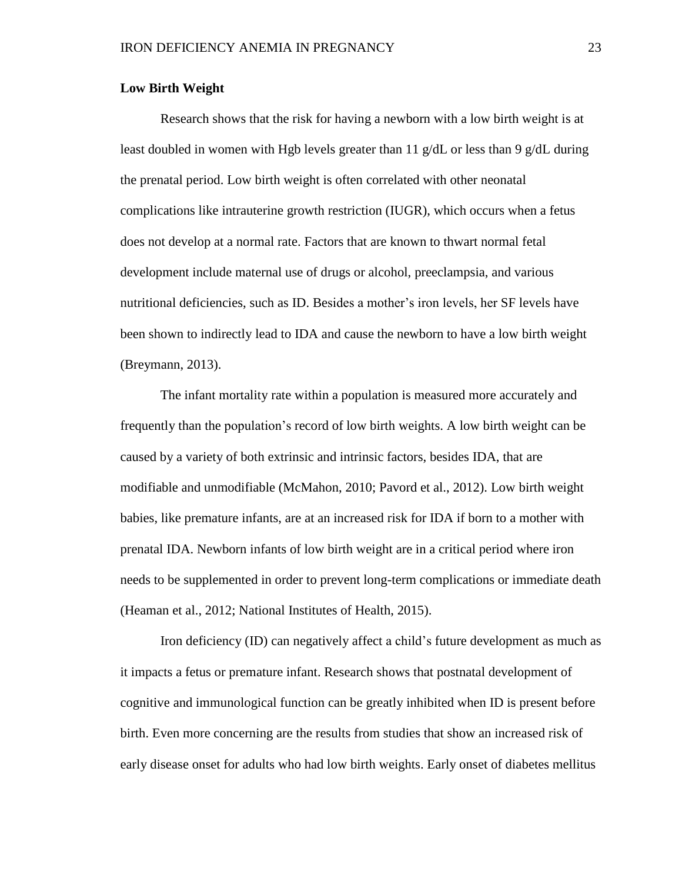**Low Birth Weight**

Research shows that the risk for having a newborn with a low birth weight is at least doubled in women with Hgb levels greater than 11 g/dL or less than 9 g/dL during the prenatal period. Low birth weight is often correlated with other neonatal complications like intrauterine growth restriction (IUGR), which occurs when a fetus does not develop at a normal rate. Factors that are known to thwart normal fetal development include maternal use of drugs or alcohol, preeclampsia, and various nutritional deficiencies, such as ID. Besides a mother's iron levels, her SF levels have been shown to indirectly lead to IDA and cause the newborn to have a low birth weight (Breymann, 2013).

The infant mortality rate within a population is measured more accurately and frequently than the population's record of low birth weights. A low birth weight can be caused by a variety of both extrinsic and intrinsic factors, besides IDA, that are modifiable and unmodifiable (McMahon, 2010; Pavord et al., 2012). Low birth weight babies, like premature infants, are at an increased risk for IDA if born to a mother with prenatal IDA. Newborn infants of low birth weight are in a critical period where iron needs to be supplemented in order to prevent long-term complications or immediate death (Heaman et al., 2012; National Institutes of Health, 2015).

Iron deficiency (ID) can negatively affect a child's future development as much as it impacts a fetus or premature infant. Research shows that postnatal development of cognitive and immunological function can be greatly inhibited when ID is present before birth. Even more concerning are the results from studies that show an increased risk of early disease onset for adults who had low birth weights. Early onset of diabetes mellitus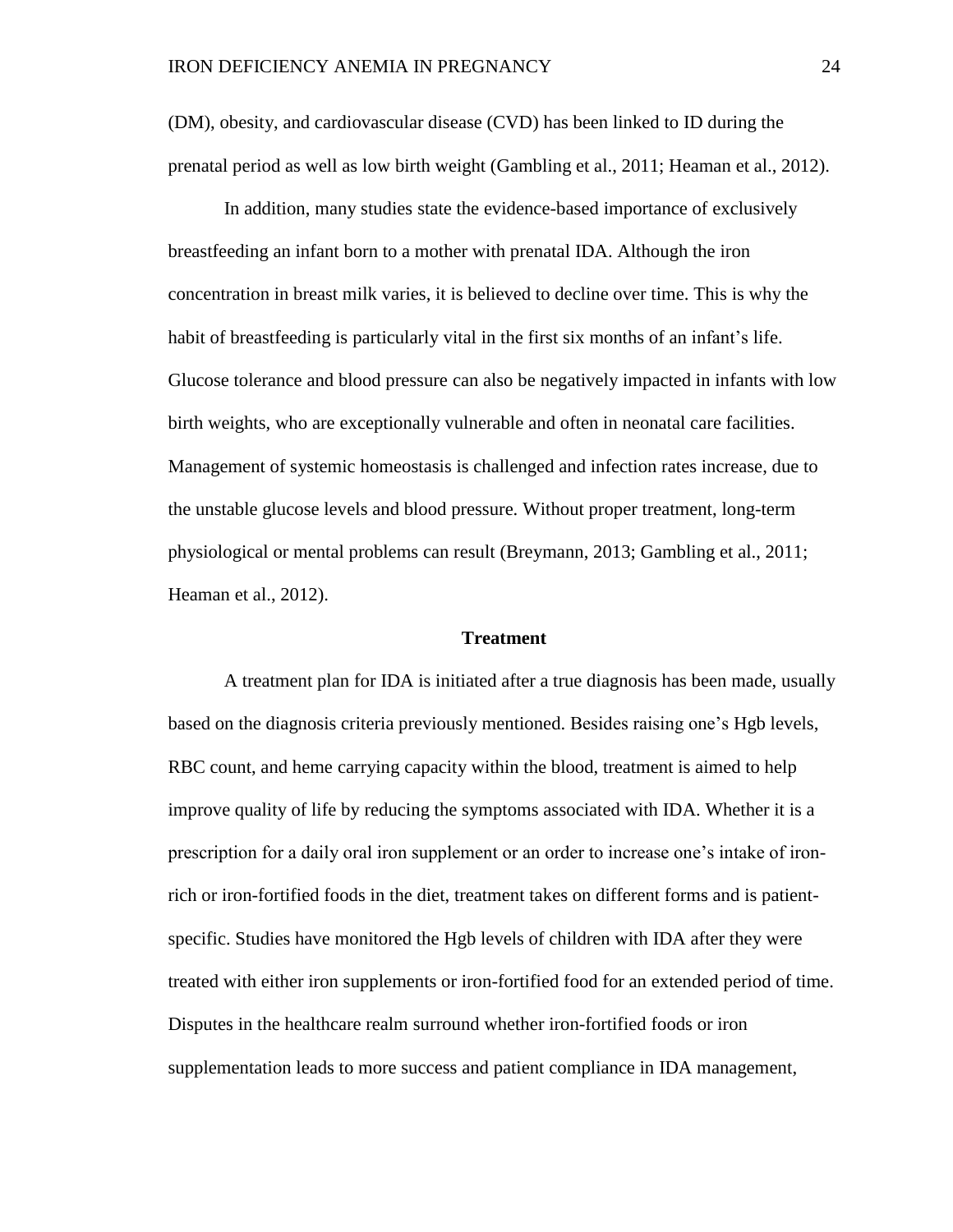(DM), obesity, and cardiovascular disease (CVD) has been linked to ID during the prenatal period as well as low birth weight (Gambling et al., 2011; Heaman et al., 2012).

In addition, many studies state the evidence-based importance of exclusively breastfeeding an infant born to a mother with prenatal IDA. Although the iron concentration in breast milk varies, it is believed to decline over time. This is why the habit of breastfeeding is particularly vital in the first six months of an infant's life. Glucose tolerance and blood pressure can also be negatively impacted in infants with low birth weights, who are exceptionally vulnerable and often in neonatal care facilities. Management of systemic homeostasis is challenged and infection rates increase, due to the unstable glucose levels and blood pressure. Without proper treatment, long-term physiological or mental problems can result (Breymann, 2013; Gambling et al., 2011; Heaman et al., 2012).

## Treatment

A treatment plan for IDA is initiated after a true diagnosis has been made, usually based on the diagnosis criteria previously mentioned. Besides raising one's Hgb levels, RBC count, and heme carrying capacity within the blood, treatment is aimed to help improve quality of life by reducing the symptoms associated with IDA. Whether it is a prescription for a daily oral iron supplement or an order to increase one's intake of iron-rich or iron-fortified foods in the diet, treatment takes on different forms and is patient-specific. Studies have monitored the Hgb levels of children with IDA after they were treated with either iron supplements or iron-fortified food for an extended period of time. Disputes in the healthcare realm surround whether iron-fortified foods or iron supplementation leads to more success and patient compliance in IDA management,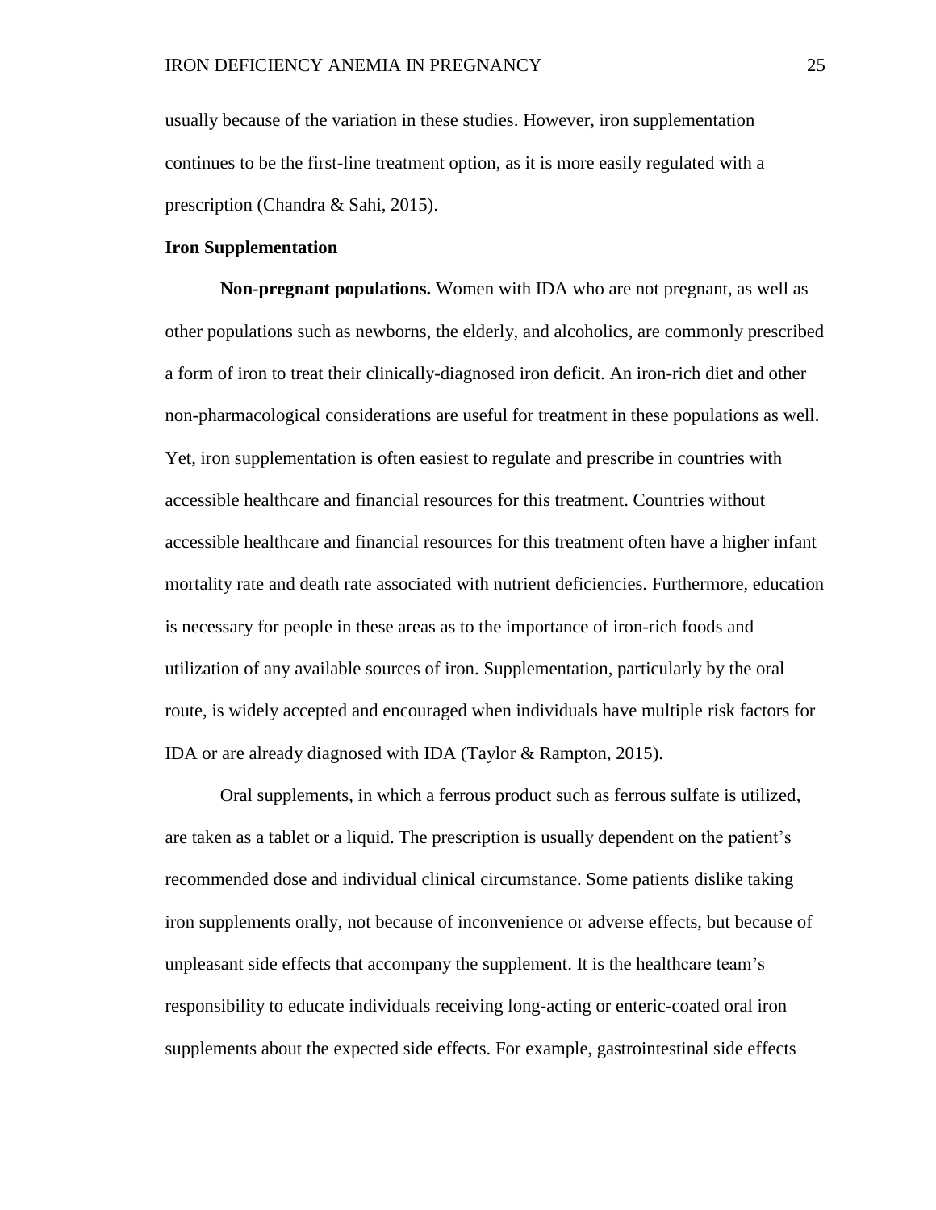usually because of the variation in these studies. However, iron supplementation continues to be the first-line treatment option, as it is more easily regulated with a prescription (Chandra & Sahi, 2015).

## Iron Supplementation

**Non-pregnant populations.** Women with IDA who are not pregnant, as well as other populations such as newborns, the elderly, and alcoholics, are commonly prescribed a form of iron to treat their clinically-diagnosed iron deficit. An iron-rich diet and other non-pharmacological considerations are useful for treatment in these populations as well. Yet, iron supplementation is often easiest to regulate and prescribe in countries with accessible healthcare and financial resources for this treatment. Countries without accessible healthcare and financial resources for this treatment often have a higher infant mortality rate and death rate associated with nutrient deficiencies. Furthermore, education is necessary for people in these areas as to the importance of iron-rich foods and utilization of any available sources of iron. Supplementation, particularly by the oral route, is widely accepted and encouraged when individuals have multiple risk factors for IDA or are already diagnosed with IDA (Taylor & Rampton, 2015).

Oral supplements, in which a ferrous product such as ferrous sulfate is utilized, are taken as a tablet or a liquid. The prescription is usually dependent on the patient's recommended dose and individual clinical circumstance. Some patients dislike taking iron supplements orally, not because of inconvenience or adverse effects, but because of unpleasant side effects that accompany the supplement. It is the healthcare team's responsibility to educate individuals receiving long-acting or enteric-coated oral iron supplements about the expected side effects. For example, gastrointestinal side effects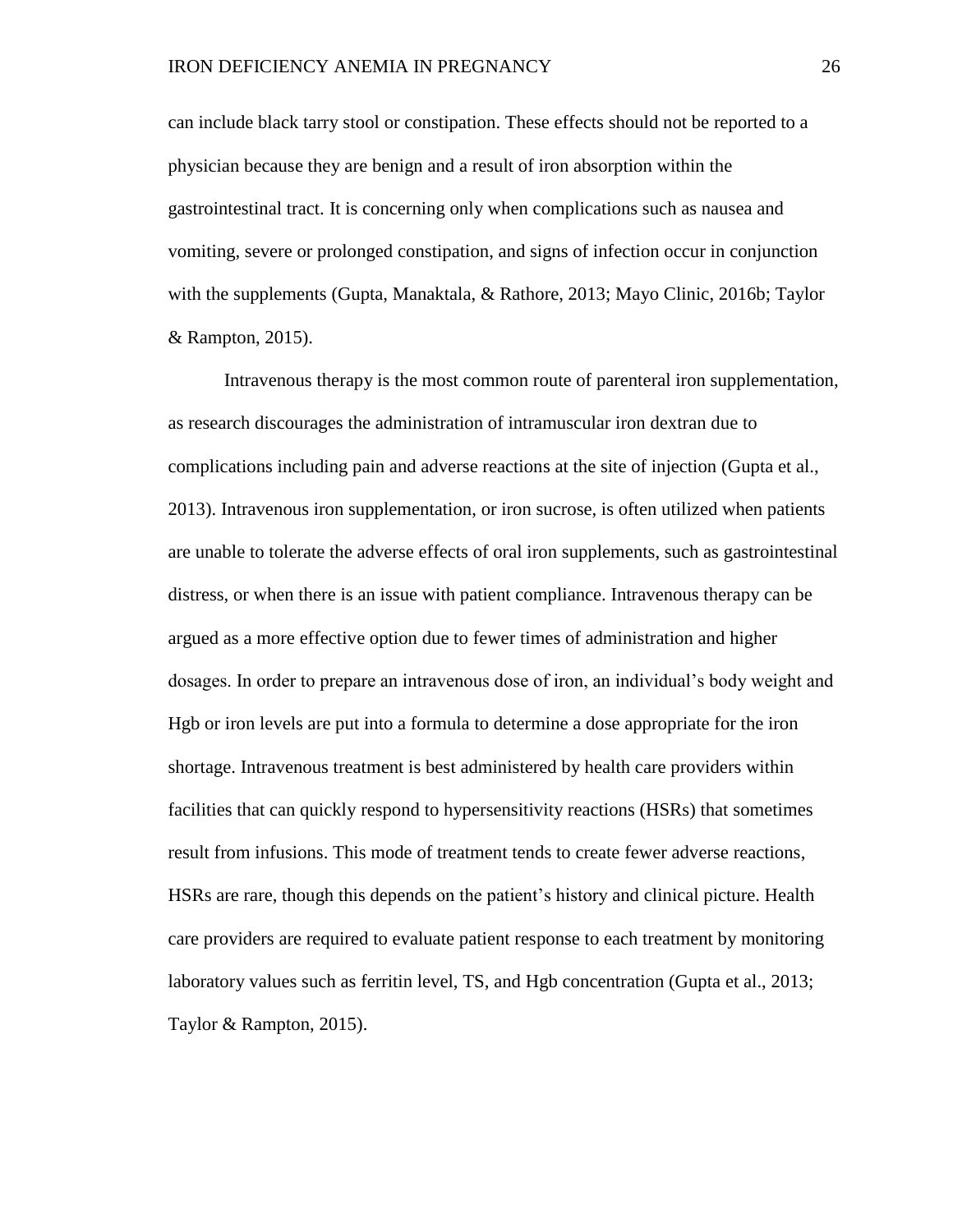can include black tarry stool or constipation. These effects should not be reported to a physician because they are benign and a result of iron absorption within the gastrointestinal tract. It is concerning only when complications such as nausea and vomiting, severe or prolonged constipation, and signs of infection occur in conjunction with the supplements (Gupta, Manaktala, & Rathore, 2013; Mayo Clinic, 2016b; Taylor & Rampton, 2015).

Intravenous therapy is the most common route of parenteral iron supplementation, as research discourages the administration of intramuscular iron dextran due to complications including pain and adverse reactions at the site of injection (Gupta et al., 2013). Intravenous iron supplementation, or iron sucrose, is often utilized when patients are unable to tolerate the adverse effects of oral iron supplements, such as gastrointestinal distress, or when there is an issue with patient compliance. Intravenous therapy can be argued as a more effective option due to fewer times of administration and higher dosages. In order to prepare an intravenous dose of iron, an individual's body weight and Hgb or iron levels are put into a formula to determine a dose appropriate for the iron shortage. Intravenous treatment is best administered by health care providers within facilities that can quickly respond to hypersensitivity reactions (HSRs) that sometimes result from infusions. This mode of treatment tends to create fewer adverse reactions, HSRs are rare, though this depends on the patient's history and clinical picture. Health care providers are required to evaluate patient response to each treatment by monitoring laboratory values such as ferritin level, TS, and Hgb concentration (Gupta et al., 2013; Taylor & Rampton, 2015).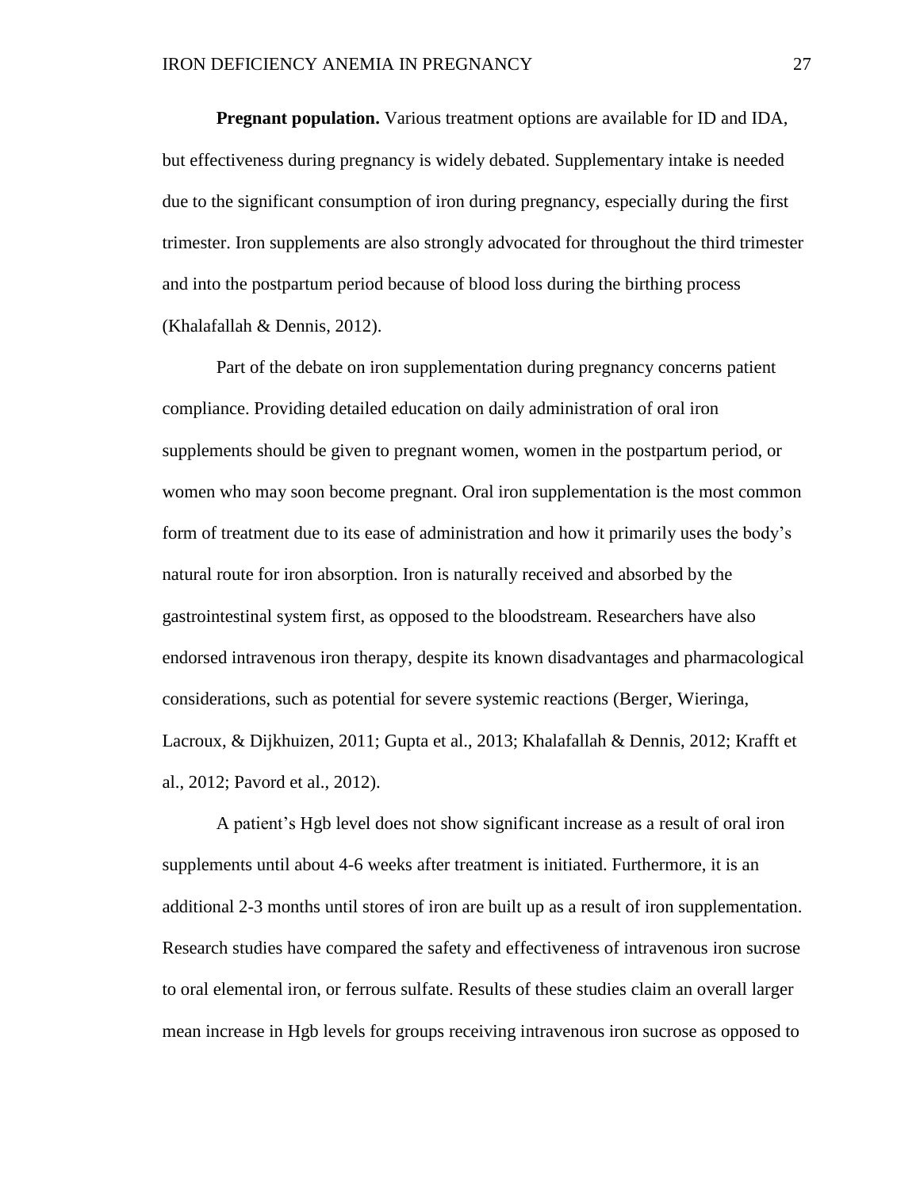**Pregnant population.** Various treatment options are available for ID and IDA, but effectiveness during pregnancy is widely debated. Supplementary intake is needed due to the significant consumption of iron during pregnancy, especially during the first trimester. Iron supplements are also strongly advocated for throughout the third trimester and into the postpartum period because of blood loss during the birthing process (Khalafallah & Dennis, 2012).

Part of the debate on iron supplementation during pregnancy concerns patient compliance. Providing detailed education on daily administration of oral iron supplements should be given to pregnant women, women in the postpartum period, or women who may soon become pregnant. Oral iron supplementation is the most common form of treatment due to its ease of administration and how it primarily uses the body's natural route for iron absorption. Iron is naturally received and absorbed by the gastrointestinal system first, as opposed to the bloodstream. Researchers have also endorsed intravenous iron therapy, despite its known disadvantages and pharmacological considerations, such as potential for severe systemic reactions (Berger, Wieringa, Lacroux, & Dijkhuizen, 2011; Gupta et al., 2013; Khalafallah & Dennis, 2012; Krafft et al., 2012; Pavord et al., 2012).

A patient's Hgb level does not show significant increase as a result of oral iron supplements until about 4-6 weeks after treatment is initiated. Furthermore, it is an additional 2-3 months until stores of iron are built up as a result of iron supplementation. Research studies have compared the safety and effectiveness of intravenous iron sucrose to oral elemental iron, or ferrous sulfate. Results of these studies claim an overall larger mean increase in Hgb levels for groups receiving intravenous iron sucrose as opposed to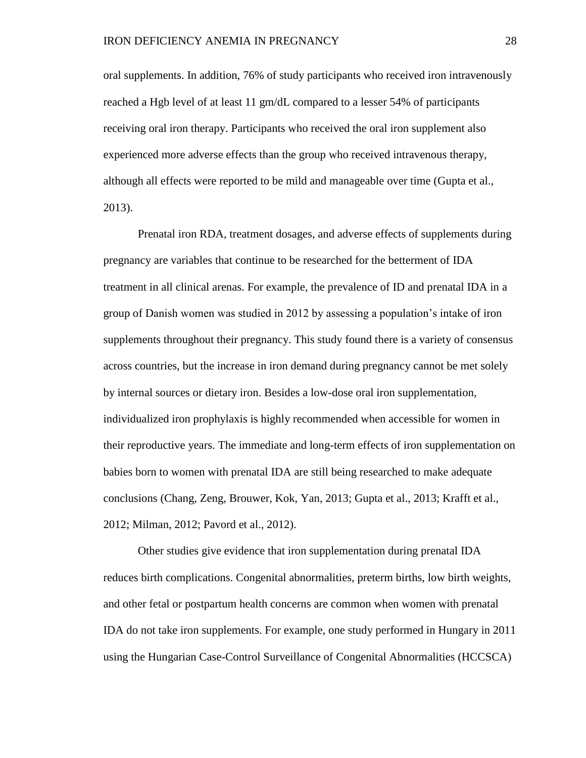oral supplements. In addition, 76% of study participants who received iron intravenously reached a Hgb level of at least 11 gm/dL compared to a lesser 54% of participants receiving oral iron therapy. Participants who received the oral iron supplement also experienced more adverse effects than the group who received intravenous therapy, although all effects were reported to be mild and manageable over time (Gupta et al., 2013).

Prenatal iron RDA, treatment dosages, and adverse effects of supplements during pregnancy are variables that continue to be researched for the betterment of IDA treatment in all clinical arenas. For example, the prevalence of ID and prenatal IDA in a group of Danish women was studied in 2012 by assessing a population's intake of iron supplements throughout their pregnancy. This study found there is a variety of consensus across countries, but the increase in iron demand during pregnancy cannot be met solely by internal sources or dietary iron. Besides a low-dose oral iron supplementation, individualized iron prophylaxis is highly recommended when accessible for women in their reproductive years. The immediate and long-term effects of iron supplementation on babies born to women with prenatal IDA are still being researched to make adequate conclusions (Chang, Zeng, Brouwer, Kok, Yan, 2013; Gupta et al., 2013; Krafft et al., 2012; Milman, 2012; Pavord et al., 2012).

Other studies give evidence that iron supplementation during prenatal IDA reduces birth complications. Congenital abnormalities, preterm births, low birth weights, and other fetal or postpartum health concerns are common when women with prenatal IDA do not take iron supplements. For example, one study performed in Hungary in 2011 using the Hungarian Case-Control Surveillance of Congenital Abnormalities (HCCSCA)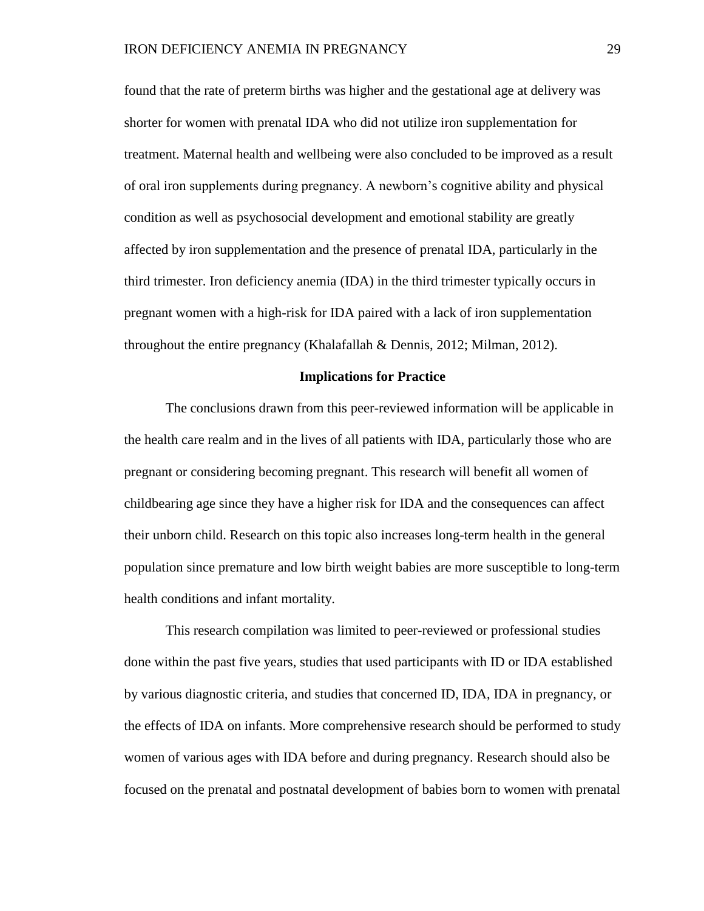found that the rate of preterm births was higher and the gestational age at delivery was shorter for women with prenatal IDA who did not utilize iron supplementation for treatment. Maternal health and wellbeing were also concluded to be improved as a result of oral iron supplements during pregnancy. A newborn's cognitive ability and physical condition as well as psychosocial development and emotional stability are greatly affected by iron supplementation and the presence of prenatal IDA, particularly in the third trimester. Iron deficiency anemia (IDA) in the third trimester typically occurs in pregnant women with a high-risk for IDA paired with a lack of iron supplementation throughout the entire pregnancy (Khalafallah & Dennis, 2012; Milman, 2012).

## Implications for Practice

The conclusions drawn from this peer-reviewed information will be applicable in the health care realm and in the lives of all patients with IDA, particularly those who are pregnant or considering becoming pregnant. This research will benefit all women of childbearing age since they have a higher risk for IDA and the consequences can affect their unborn child. Research on this topic also increases long-term health in the general population since premature and low birth weight babies are more susceptible to long-term health conditions and infant mortality.

This research compilation was limited to peer-reviewed or professional studies done within the past five years, studies that used participants with ID or IDA established by various diagnostic criteria, and studies that concerned ID, IDA, IDA in pregnancy, or the effects of IDA on infants. More comprehensive research should be performed to study women of various ages with IDA before and during pregnancy. Research should also be focused on the prenatal and postnatal development of babies born to women with prenatal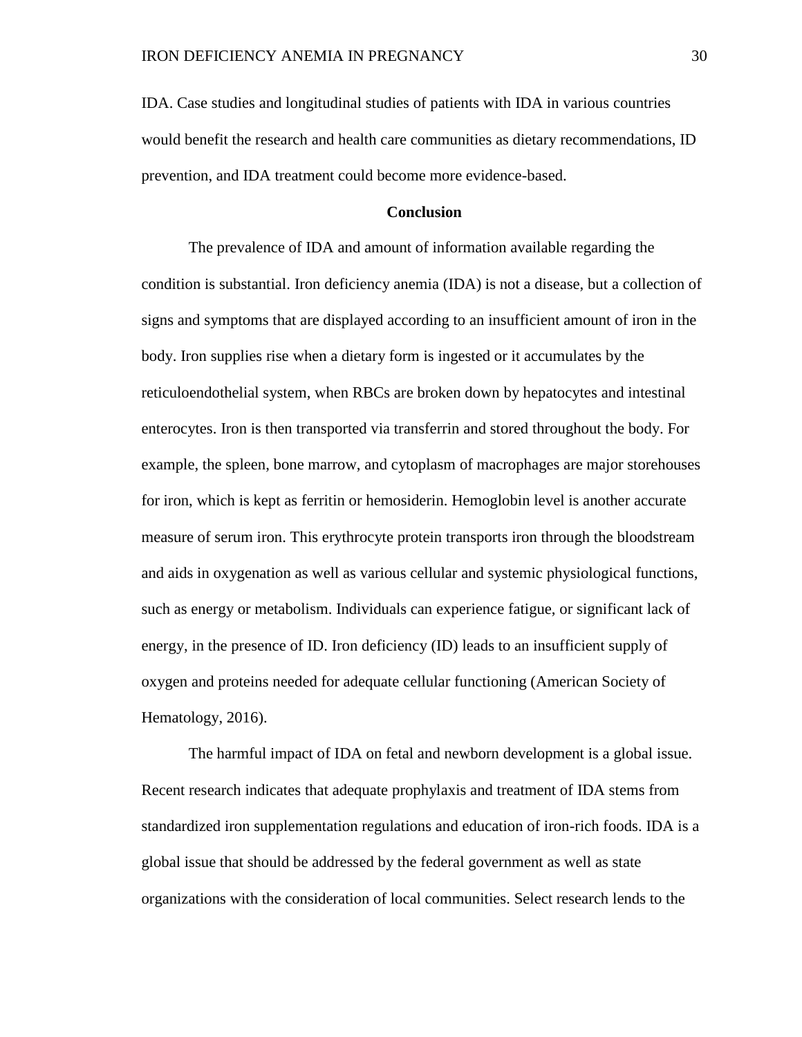IDA. Case studies and longitudinal studies of patients with IDA in various countries would benefit the research and health care communities as dietary recommendations, ID prevention, and IDA treatment could become more evidence-based.

## Conclusion

The prevalence of IDA and amount of information available regarding the condition is substantial. Iron deficiency anemia (IDA) is not a disease, but a collection of signs and symptoms that are displayed according to an insufficient amount of iron in the body. Iron supplies rise when a dietary form is ingested or it accumulates by the reticuloendothelial system, when RBCs are broken down by hepatocytes and intestinal enterocytes. Iron is then transported via transferrin and stored throughout the body. For example, the spleen, bone marrow, and cytoplasm of macrophages are major storehouses for iron, which is kept as ferritin or hemosiderin. Hemoglobin level is another accurate measure of serum iron. This erythrocyte protein transports iron through the bloodstream and aids in oxygenation as well as various cellular and systemic physiological functions, such as energy or metabolism. Individuals can experience fatigue, or significant lack of energy, in the presence of ID. Iron deficiency (ID) leads to an insufficient supply of oxygen and proteins needed for adequate cellular functioning (American Society of Hematology, 2016).

The harmful impact of IDA on fetal and newborn development is a global issue. Recent research indicates that adequate prophylaxis and treatment of IDA stems from standardized iron supplementation regulations and education of iron-rich foods. IDA is a global issue that should be addressed by the federal government as well as state organizations with the consideration of local communities. Select research lends to the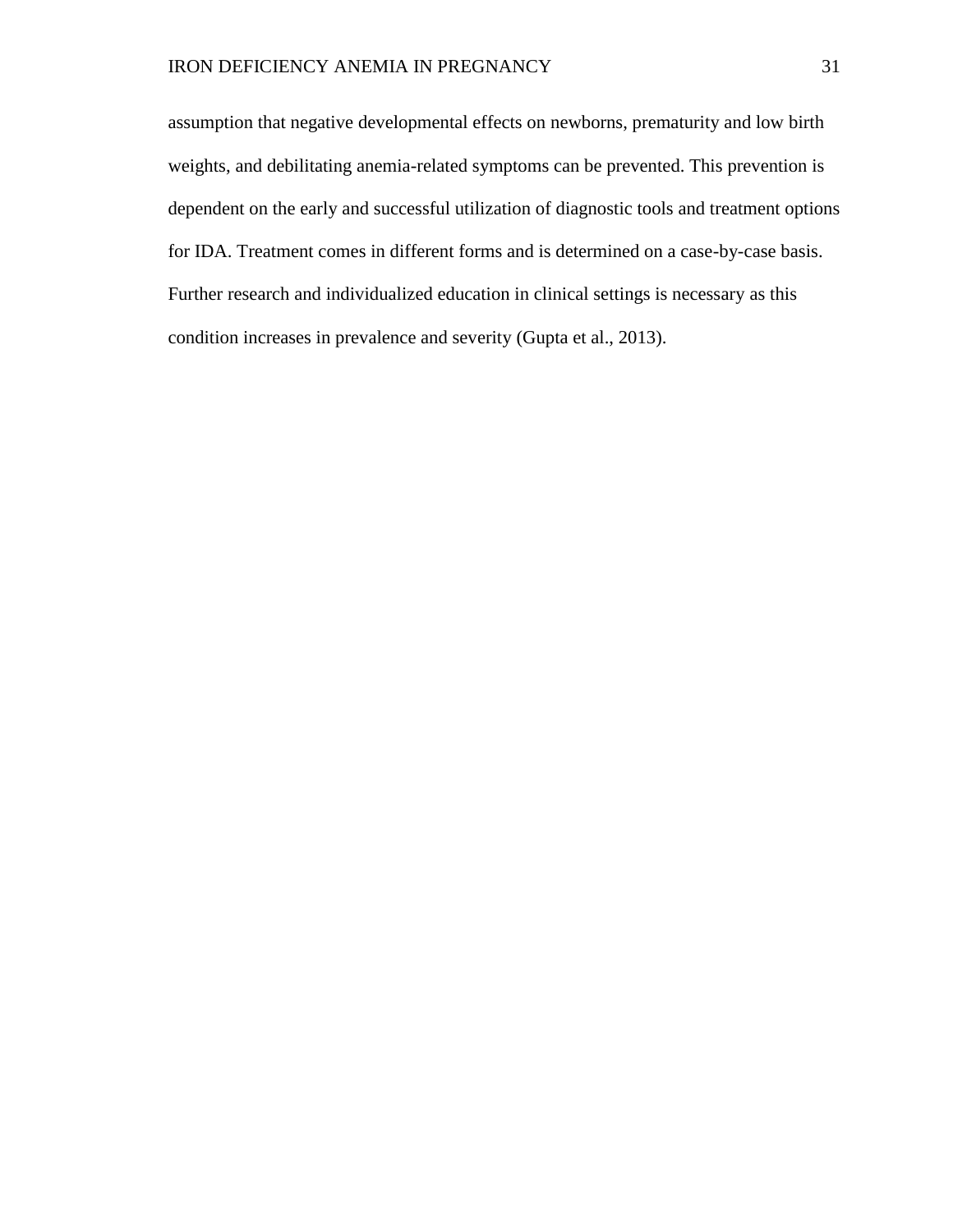assumption that negative developmental effects on newborns, prematurity and low birth weights, and debilitating anemia-related symptoms can be prevented. This prevention is dependent on the early and successful utilization of diagnostic tools and treatment options for IDA. Treatment comes in different forms and is determined on a case-by-case basis. Further research and individualized education in clinical settings is necessary as this condition increases in prevalence and severity (Gupta et al., 2013).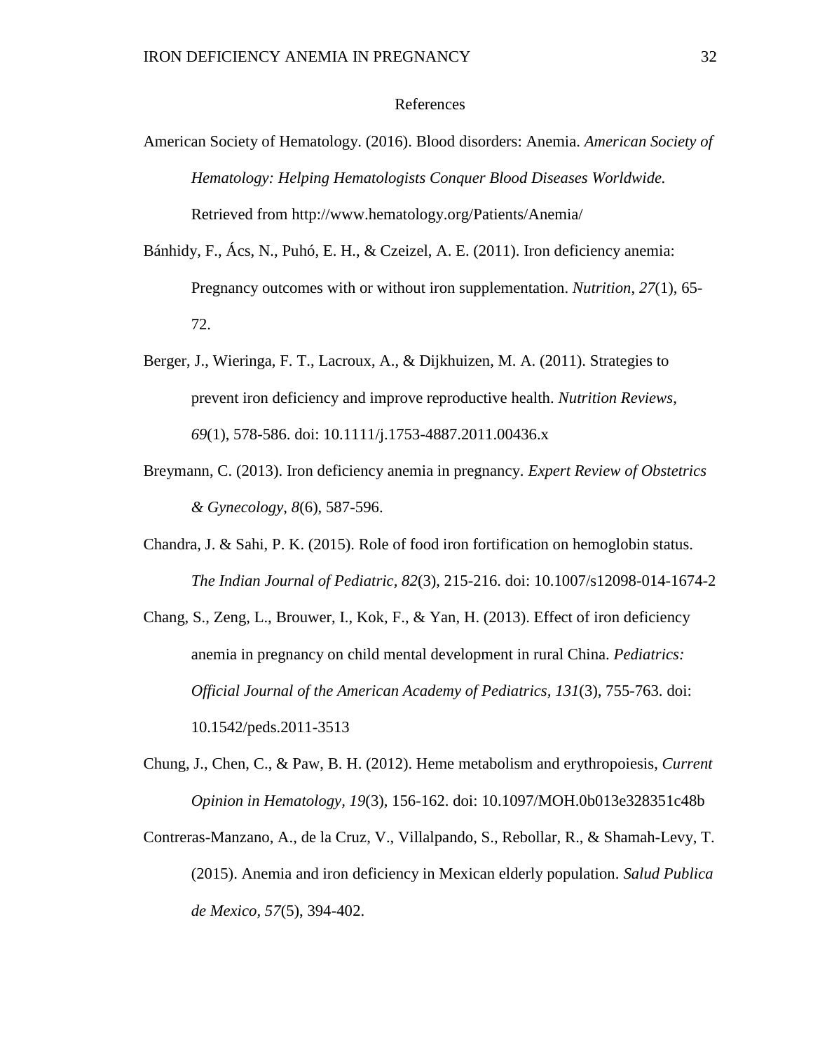# References

American Society of Hematology. (2016). Blood disorders: Anemia. *American Society of Hematology: Helping Hematologists Conquer Blood Diseases Worldwide.* Retrieved from http://www.hematology.org/Patients/Anemia/

Bánhidy, F., Ács, N., Puhó, E. H., & Czeizel, A. E. (2011). Iron deficiency anemia: Pregnancy outcomes with or without iron supplementation. *Nutrition*, *27*(1), 65-72.

Berger, J., Wieringa, F. T., Lacroux, A., & Dijkhuizen, M. A. (2011). Strategies to prevent iron deficiency and improve reproductive health. *Nutrition Reviews*, *69*(1), 578-586. doi: 10.1111/j.1753-4887.2011.00436.x

Breymann, C. (2013). Iron deficiency anemia in pregnancy. *Expert Review of Obstetrics & Gynecology*, *8*(6), 587-596.

Chandra, J. & Sahi, P. K. (2015). Role of food iron fortification on hemoglobin status. *The Indian Journal of Pediatric, 82*(3), 215-216. doi: 10.1007/s12098-014-1674-2

Chang, S., Zeng, L., Brouwer, I., Kok, F., & Yan, H. (2013). Effect of iron deficiency anemia in pregnancy on child mental development in rural China. *Pediatrics: Official Journal of the American Academy of Pediatrics, 131*(3), 755-763. doi: 10.1542/peds.2011-3513

Chung, J., Chen, C., & Paw, B. H. (2012). Heme metabolism and erythropoiesis, *Current Opinion in Hematology, 19*(3), 156-162. doi: 10.1097/MOH.0b013e328351c48b

Contreras-Manzano, A., de la Cruz, V., Villalpando, S., Rebollar, R., & Shamah-Levy, T. (2015). Anemia and iron deficiency in Mexican elderly population. *Salud Publica de Mexico, 57*(5), 394-402.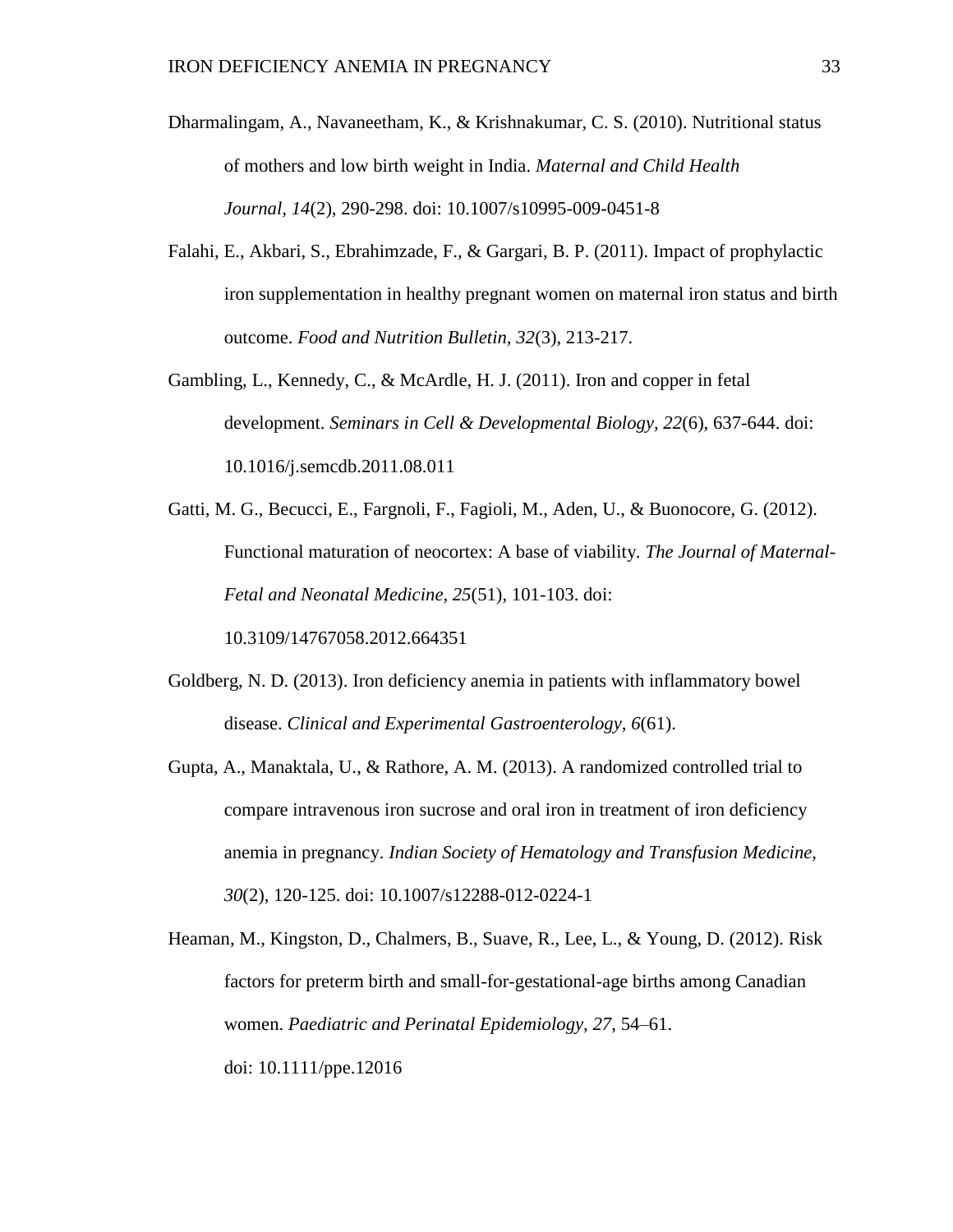Dharmalingam, A., Navaneetham, K., & Krishnakumar, C. S. (2010). Nutritional status of mothers and low birth weight in India. *Maternal and Child Health Journal*, *14*(2), 290-298. doi: 10.1007/s10995-009-0451-8

Falahi, E., Akbari, S., Ebrahimzade, F., & Gargari, B. P. (2011). Impact of prophylactic iron supplementation in healthy pregnant women on maternal iron status and birth outcome. *Food and Nutrition Bulletin, 32*(3), 213-217.

Gambling, L., Kennedy, C., & McArdle, H. J. (2011). Iron and copper in fetal development. *Seminars in Cell & Developmental Biology*, *22*(6), 637-644. doi: 10.1016/j.semcdb.2011.08.011

Gatti, M. G., Becucci, E., Fargnoli, F., Fagioli, M., Aden, U., & Buonocore, G. (2012). Functional maturation of neocortex: A base of viability. *The Journal of Maternal-Fetal and Neonatal Medicine, 25*(51), 101-103. doi: 10.3109/14767058.2012.664351

Goldberg, N. D. (2013). Iron deficiency anemia in patients with inflammatory bowel disease. *Clinical and Experimental Gastroenterology, 6*(61).

Gupta, A., Manaktala, U., & Rathore, A. M. (2013). A randomized controlled trial to compare intravenous iron sucrose and oral iron in treatment of iron deficiency anemia in pregnancy. *Indian Society of Hematology and Transfusion Medicine, 30*(2), 120-125. doi: 10.1007/s12288-012-0224-1

Heaman, M., Kingston, D., Chalmers, B., Suave, R., Lee, L., & Young, D. (2012). Risk factors for preterm birth and small-for-gestational-age births among Canadian women. *Paediatric and Perinatal Epidemiology, 27*, 54–61. doi: 10.1111/ppe.12016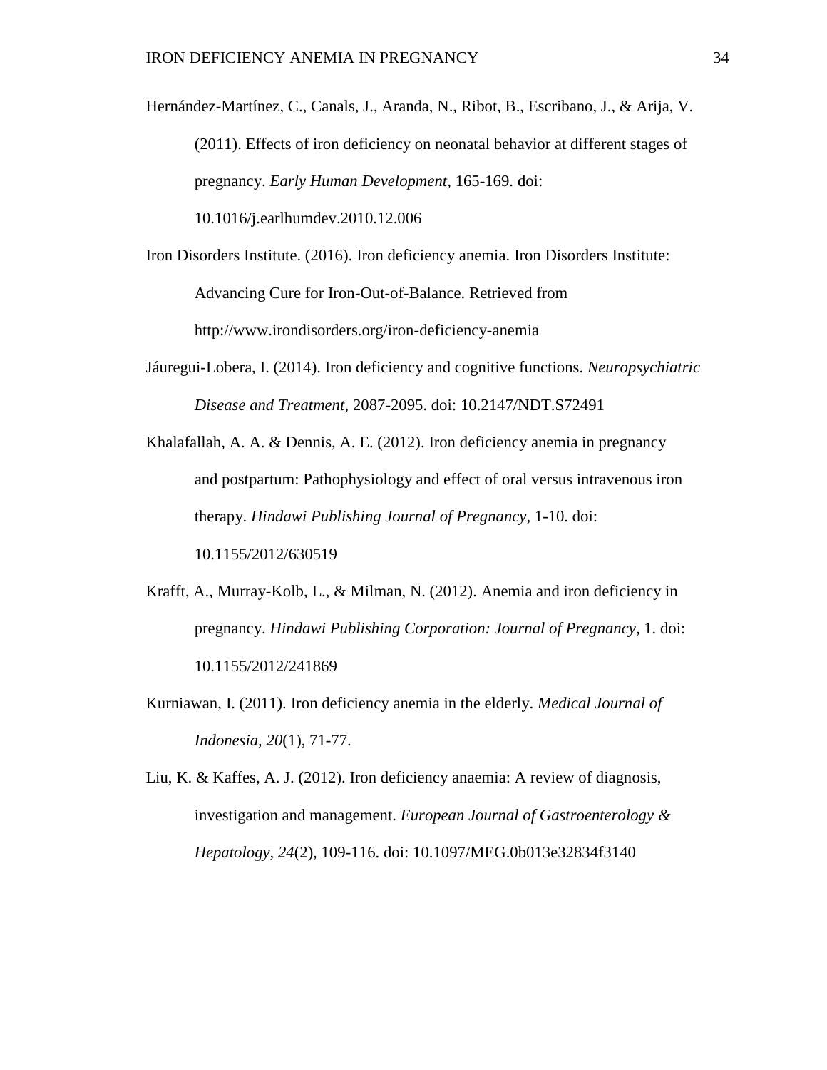Hernández-Martínez, C., Canals, J., Aranda, N., Ribot, B., Escribano, J., & Arija, V. (2011). Effects of iron deficiency on neonatal behavior at different stages of pregnancy. *Early Human Development*, 165-169. doi: 10.1016/j.earlhumdev.2010.12.006

Iron Disorders Institute. (2016). Iron deficiency anemia. Iron Disorders Institute: Advancing Cure for Iron-Out-of-Balance. Retrieved from http://www.irondisorders.org/iron-deficiency-anemia

Jáuregui-Lobera, I. (2014). Iron deficiency and cognitive functions. *Neuropsychiatric Disease and Treatment*, 2087-2095. doi: 10.2147/NDT.S72491

Khalafallah, A. A. & Dennis, A. E. (2012). Iron deficiency anemia in pregnancy and postpartum: Pathophysiology and effect of oral versus intravenous iron therapy. *Hindawi Publishing Journal of Pregnancy*, 1-10. doi: 10.1155/2012/630519

Krafft, A., Murray-Kolb, L., & Milman, N. (2012). Anemia and iron deficiency in pregnancy. *Hindawi Publishing Corporation: Journal of Pregnancy*, 1. doi: 10.1155/2012/241869

Kurniawan, I. (2011). Iron deficiency anemia in the elderly. *Medical Journal of Indonesia, 20*(1), 71-77.

Liu, K. & Kaffes, A. J. (2012). Iron deficiency anaemia: A review of diagnosis, investigation and management. *European Journal of Gastroenterology & Hepatology, 24*(2), 109-116. doi: 10.1097/MEG.0b013e32834f3140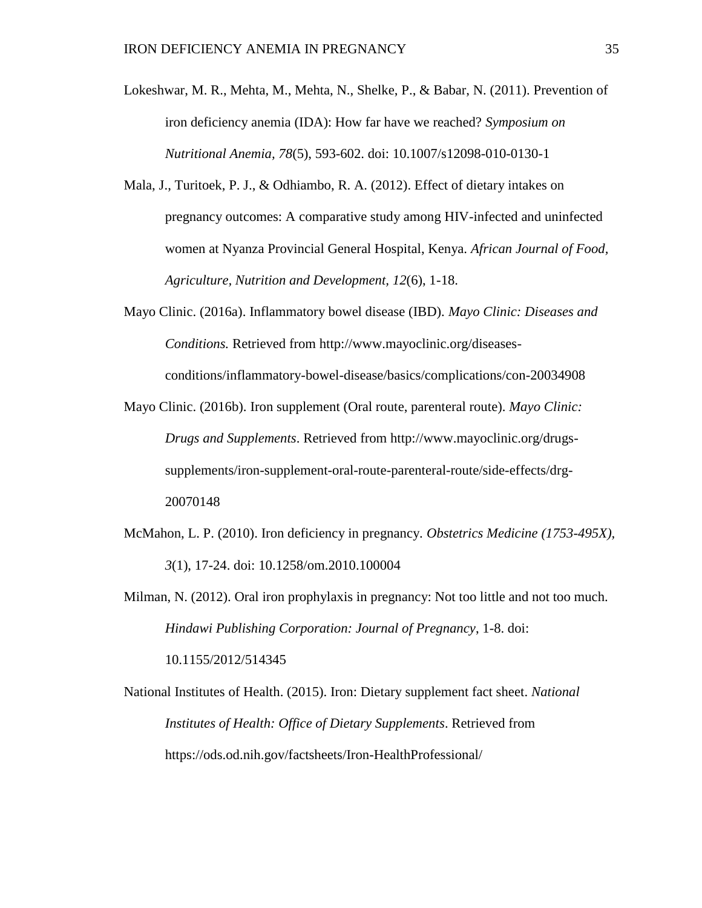Lokeshwar, M. R., Mehta, M., Mehta, N., Shelke, P., & Babar, N. (2011). Prevention of iron deficiency anemia (IDA): How far have we reached? *Symposium on Nutritional Anemia, 78*(5), 593-602. doi: 10.1007/s12098-010-0130-1

Mala, J., Turitoek, P. J., & Odhiambo, R. A. (2012). Effect of dietary intakes on pregnancy outcomes: A comparative study among HIV-infected and uninfected women at Nyanza Provincial General Hospital, Kenya. *African Journal of Food, Agriculture, Nutrition and Development, 12*(6), 1-18.

Mayo Clinic. (2016a). Inflammatory bowel disease (IBD). *Mayo Clinic: Diseases and Conditions.* Retrieved from http://www.mayoclinic.org/diseases-conditions/inflammatory-bowel-disease/basics/complications/con-20034908

Mayo Clinic. (2016b). Iron supplement (Oral route, parenteral route). *Mayo Clinic: Drugs and Supplements*. Retrieved from http://www.mayoclinic.org/drugs-supplements/iron-supplement-oral-route-parenteral-route/side-effects/drg-20070148

McMahon, L. P. (2010). Iron deficiency in pregnancy. *Obstetrics Medicine (1753-495X), 3*(1), 17-24. doi: 10.1258/om.2010.100004

Milman, N. (2012). Oral iron prophylaxis in pregnancy: Not too little and not too much. *Hindawi Publishing Corporation: Journal of Pregnancy*, 1-8. doi: 10.1155/2012/514345

National Institutes of Health. (2015). Iron: Dietary supplement fact sheet. *National Institutes of Health: Office of Dietary Supplements*. Retrieved from https://ods.od.nih.gov/factsheets/Iron-HealthProfessional/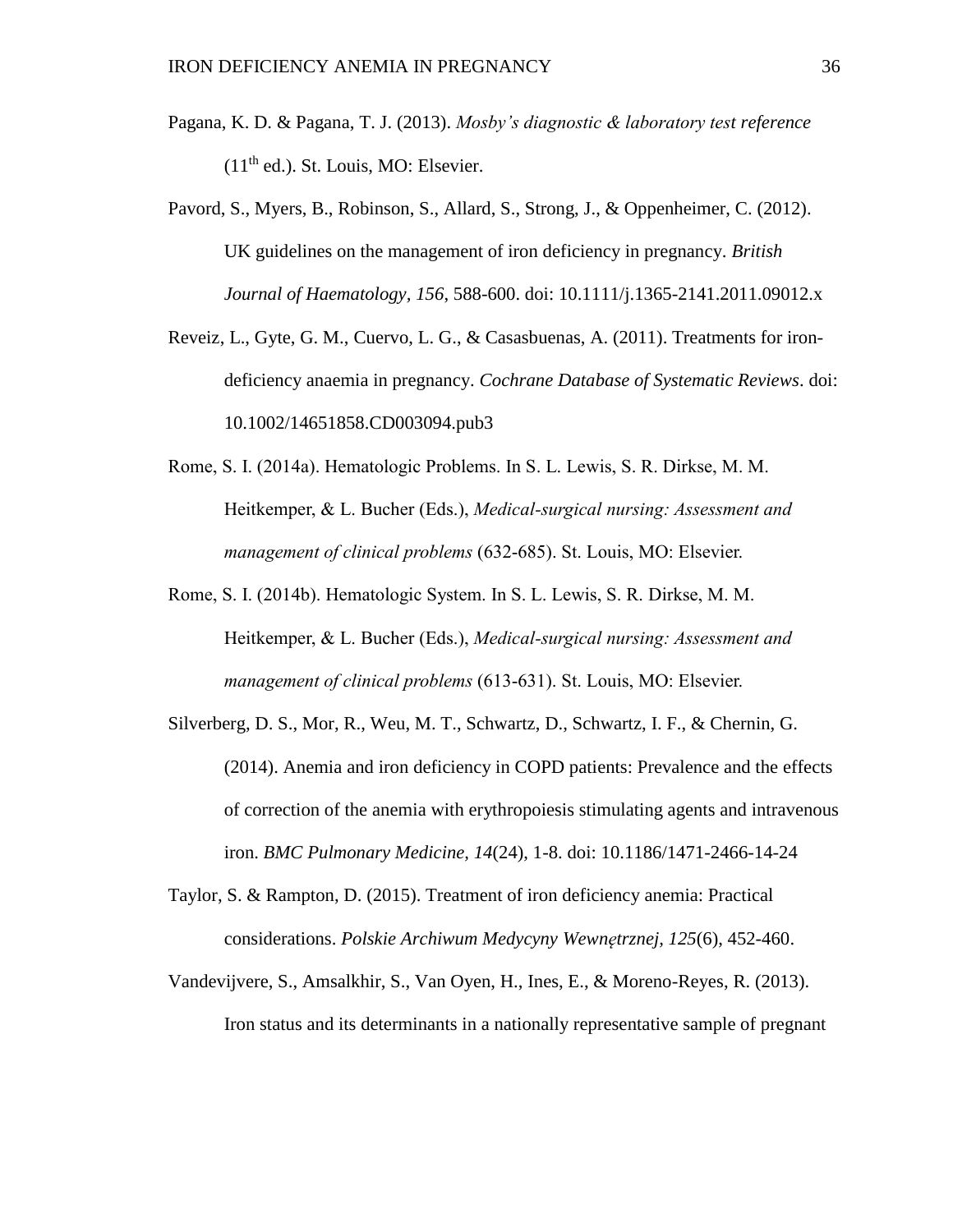Pagana, K. D. & Pagana, T. J. (2013). *Mosby's diagnostic & laboratory test reference* (11th ed.). St. Louis, MO: Elsevier.

Pavord, S., Myers, B., Robinson, S., Allard, S., Strong, J., & Oppenheimer, C. (2012). UK guidelines on the management of iron deficiency in pregnancy. *British Journal of Haematology, 156*, 588-600. doi: 10.1111/j.1365-2141.2011.09012.x

Reveiz, L., Gyte, G. M., Cuervo, L. G., & Casasbuenas, A. (2011). Treatments for iron-deficiency anaemia in pregnancy. *Cochrane Database of Systematic Reviews*. doi: 10.1002/14651858.CD003094.pub3

Rome, S. I. (2014a). Hematologic Problems. In S. L. Lewis, S. R. Dirkse, M. M. Heitkemper, & L. Bucher (Eds.), *Medical-surgical nursing: Assessment and management of clinical problems* (632-685). St. Louis, MO: Elsevier.

Rome, S. I. (2014b). Hematologic System. In S. L. Lewis, S. R. Dirkse, M. M. Heitkemper, & L. Bucher (Eds.), *Medical-surgical nursing: Assessment and management of clinical problems* (613-631). St. Louis, MO: Elsevier.

Silverberg, D. S., Mor, R., Weu, M. T., Schwartz, D., Schwartz, I. F., & Chernin, G. (2014). Anemia and iron deficiency in COPD patients: Prevalence and the effects of correction of the anemia with erythropoiesis stimulating agents and intravenous iron. *BMC Pulmonary Medicine, 14*(24), 1-8. doi: 10.1186/1471-2466-14-24

Taylor, S. & Rampton, D. (2015). Treatment of iron deficiency anemia: Practical considerations. *Polskie Archiwum Medycyny Wewnętrznej, 125*(6), 452-460.

Vandevijvere, S., Amsalkhir, S., Van Oyen, H., Ines, E., & Moreno-Reyes, R. (2013). Iron status and its determinants in a nationally representative sample of pregnant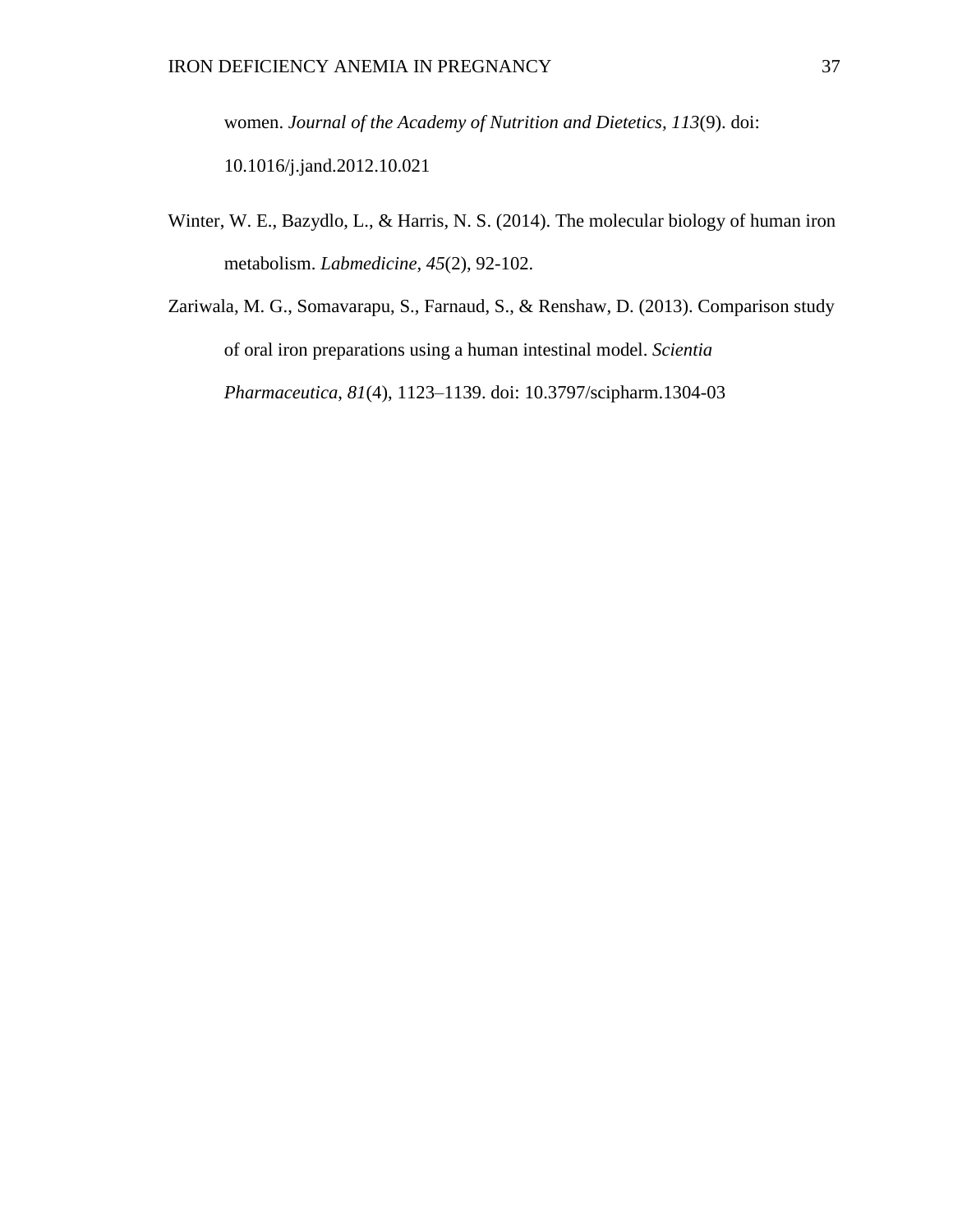women. *Journal of the Academy of Nutrition and Dietetics, 113*(9). doi: 10.1016/j.jand.2012.10.021

Winter, W. E., Bazydlo, L., & Harris, N. S. (2014). The molecular biology of human iron metabolism. *Labmedicine, 45*(2), 92-102.

Zariwala, M. G., Somavarapu, S., Farnaud, S., & Renshaw, D. (2013). Comparison study of oral iron preparations using a human intestinal model. *Scientia Pharmaceutica*, *81*(4), 1123–1139. doi: 10.3797/scipharm.1304-03